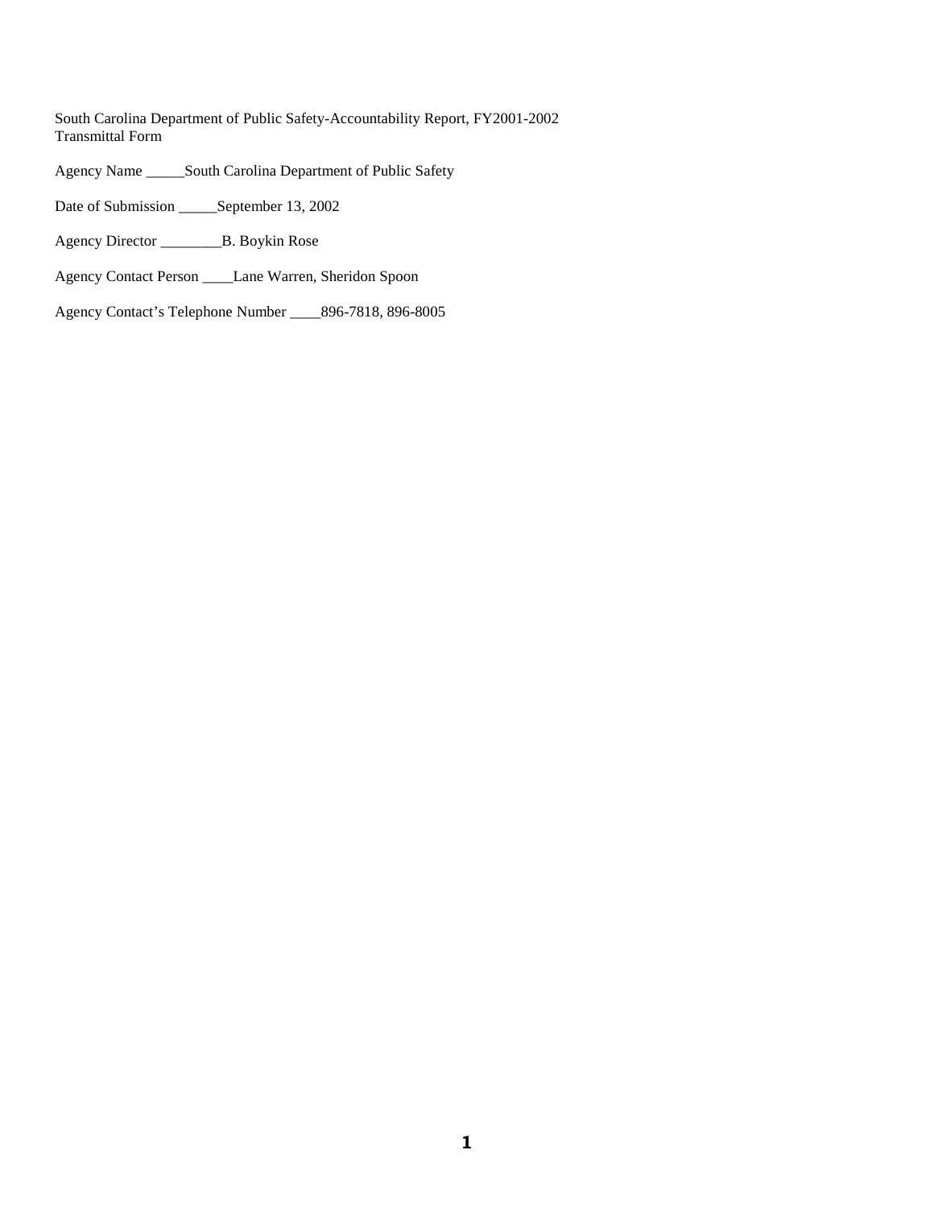South Carolina Department of Public Safety-Accountability Report, FY2001-2002
Transmittal Form

Agency Name _____South Carolina Department of Public Safety

Date of Submission _____September 13, 2002

Agency Director ________B. Boykin Rose

Agency Contact Person ____Lane Warren, Sheridon Spoon

Agency Contact's Telephone Number ____896-7818, 896-8005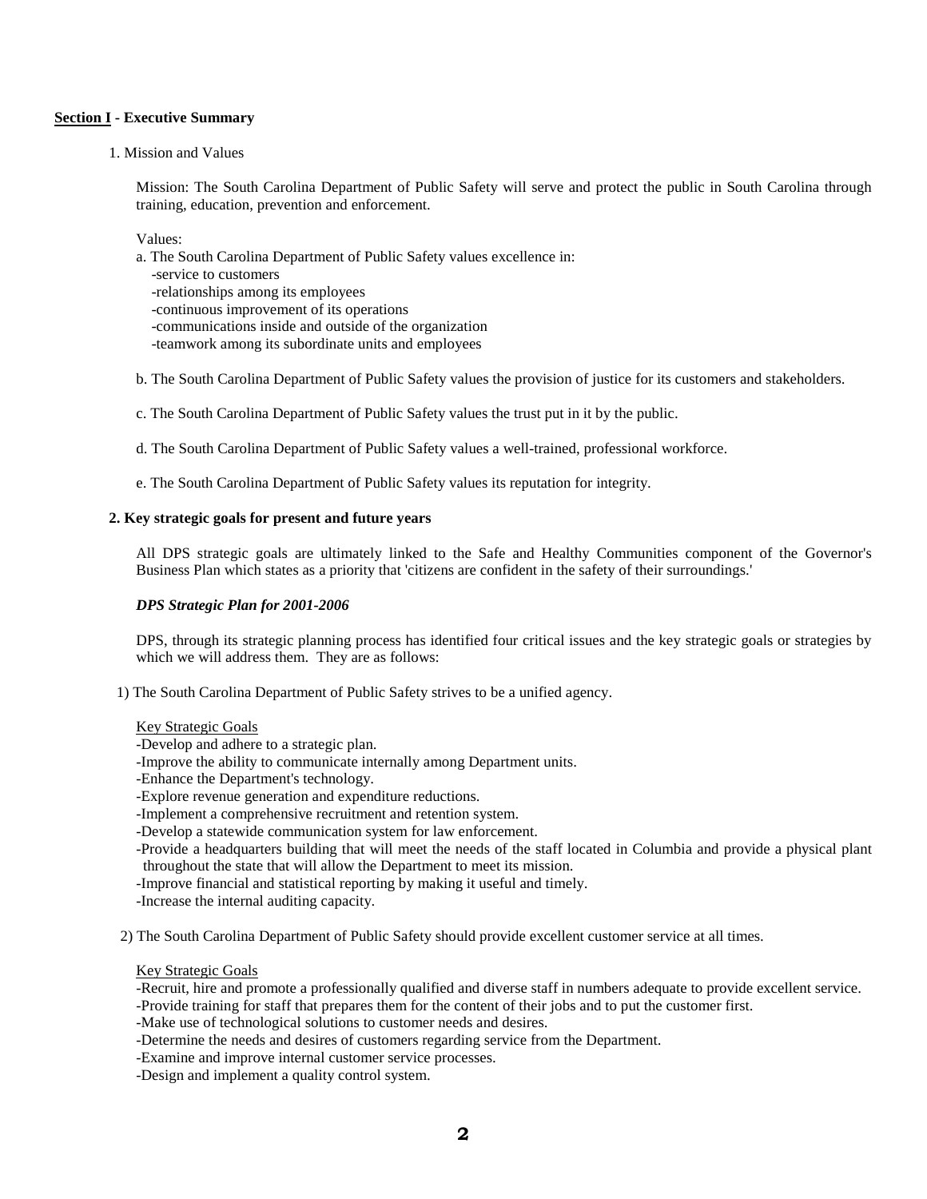## Section I - Executive Summary

1. Mission and Values

Mission: The South Carolina Department of Public Safety will serve and protect the public in South Carolina through training, education, prevention and enforcement.

Values:

a. The South Carolina Department of Public Safety values excellence in:
- -service to customers
- -relationships among its employees
- -continuous improvement of its operations
- -communications inside and outside of the organization
- -teamwork among its subordinate units and employees

b. The South Carolina Department of Public Safety values the provision of justice for its customers and stakeholders.

c. The South Carolina Department of Public Safety values the trust put in it by the public.

d. The South Carolina Department of Public Safety values a well-trained, professional workforce.

e. The South Carolina Department of Public Safety values its reputation for integrity.

### 2. Key strategic goals for present and future years

All DPS strategic goals are ultimately linked to the Safe and Healthy Communities component of the Governor's Business Plan which states as a priority 'citizens are confident in the safety of their surroundings.'

***DPS Strategic Plan for 2001-2006***

DPS, through its strategic planning process has identified four critical issues and the key strategic goals or strategies by which we will address them. They are as follows:

1) The South Carolina Department of Public Safety strives to be a unified agency.

Key Strategic Goals
- -Develop and adhere to a strategic plan.
- -Improve the ability to communicate internally among Department units.
- -Enhance the Department's technology.
- -Explore revenue generation and expenditure reductions.
- -Implement a comprehensive recruitment and retention system.
- -Develop a statewide communication system for law enforcement.
- -Provide a headquarters building that will meet the needs of the staff located in Columbia and provide a physical plant throughout the state that will allow the Department to meet its mission.
- -Improve financial and statistical reporting by making it useful and timely.
- -Increase the internal auditing capacity.

2) The South Carolina Department of Public Safety should provide excellent customer service at all times.

Key Strategic Goals
- -Recruit, hire and promote a professionally qualified and diverse staff in numbers adequate to provide excellent service.
- -Provide training for staff that prepares them for the content of their jobs and to put the customer first.
- -Make use of technological solutions to customer needs and desires.
- -Determine the needs and desires of customers regarding service from the Department.
- -Examine and improve internal customer service processes.
- -Design and implement a quality control system.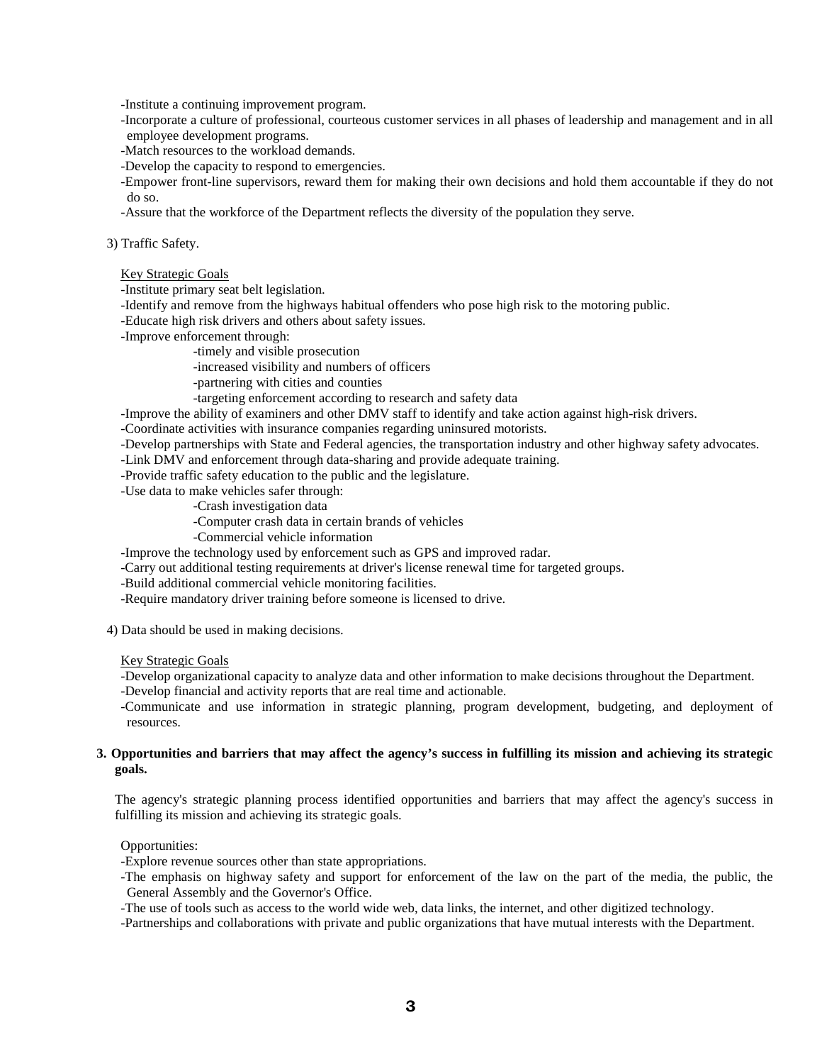-Institute a continuing improvement program.
-Incorporate a culture of professional, courteous customer services in all phases of leadership and management and in all employee development programs.
-Match resources to the workload demands.
-Develop the capacity to respond to emergencies.
-Empower front-line supervisors, reward them for making their own decisions and hold them accountable if they do not do so.
-Assure that the workforce of the Department reflects the diversity of the population they serve.

3) Traffic Safety.

Key Strategic Goals

-Institute primary seat belt legislation.
-Identify and remove from the highways habitual offenders who pose high risk to the motoring public.
-Educate high risk drivers and others about safety issues.
-Improve enforcement through:
  - -timely and visible prosecution
  - -increased visibility and numbers of officers
  - -partnering with cities and counties
  - -targeting enforcement according to research and safety data

-Improve the ability of examiners and other DMV staff to identify and take action against high-risk drivers.
-Coordinate activities with insurance companies regarding uninsured motorists.
-Develop partnerships with State and Federal agencies, the transportation industry and other highway safety advocates.
-Link DMV and enforcement through data-sharing and provide adequate training.
-Provide traffic safety education to the public and the legislature.
-Use data to make vehicles safer through:
  - -Crash investigation data
  - -Computer crash data in certain brands of vehicles
  - -Commercial vehicle information

-Improve the technology used by enforcement such as GPS and improved radar.
-Carry out additional testing requirements at driver's license renewal time for targeted groups.
-Build additional commercial vehicle monitoring facilities.
-Require mandatory driver training before someone is licensed to drive.

4) Data should be used in making decisions.

Key Strategic Goals

-Develop organizational capacity to analyze data and other information to make decisions throughout the Department.
-Develop financial and activity reports that are real time and actionable.
-Communicate and use information in strategic planning, program development, budgeting, and deployment of resources.

**3. Opportunities and barriers that may affect the agency's success in fulfilling its mission and achieving its strategic goals.**

The agency's strategic planning process identified opportunities and barriers that may affect the agency's success in fulfilling its mission and achieving its strategic goals.

Opportunities:

-Explore revenue sources other than state appropriations.
-The emphasis on highway safety and support for enforcement of the law on the part of the media, the public, the General Assembly and the Governor's Office.
-The use of tools such as access to the world wide web, data links, the internet, and other digitized technology.
-Partnerships and collaborations with private and public organizations that have mutual interests with the Department.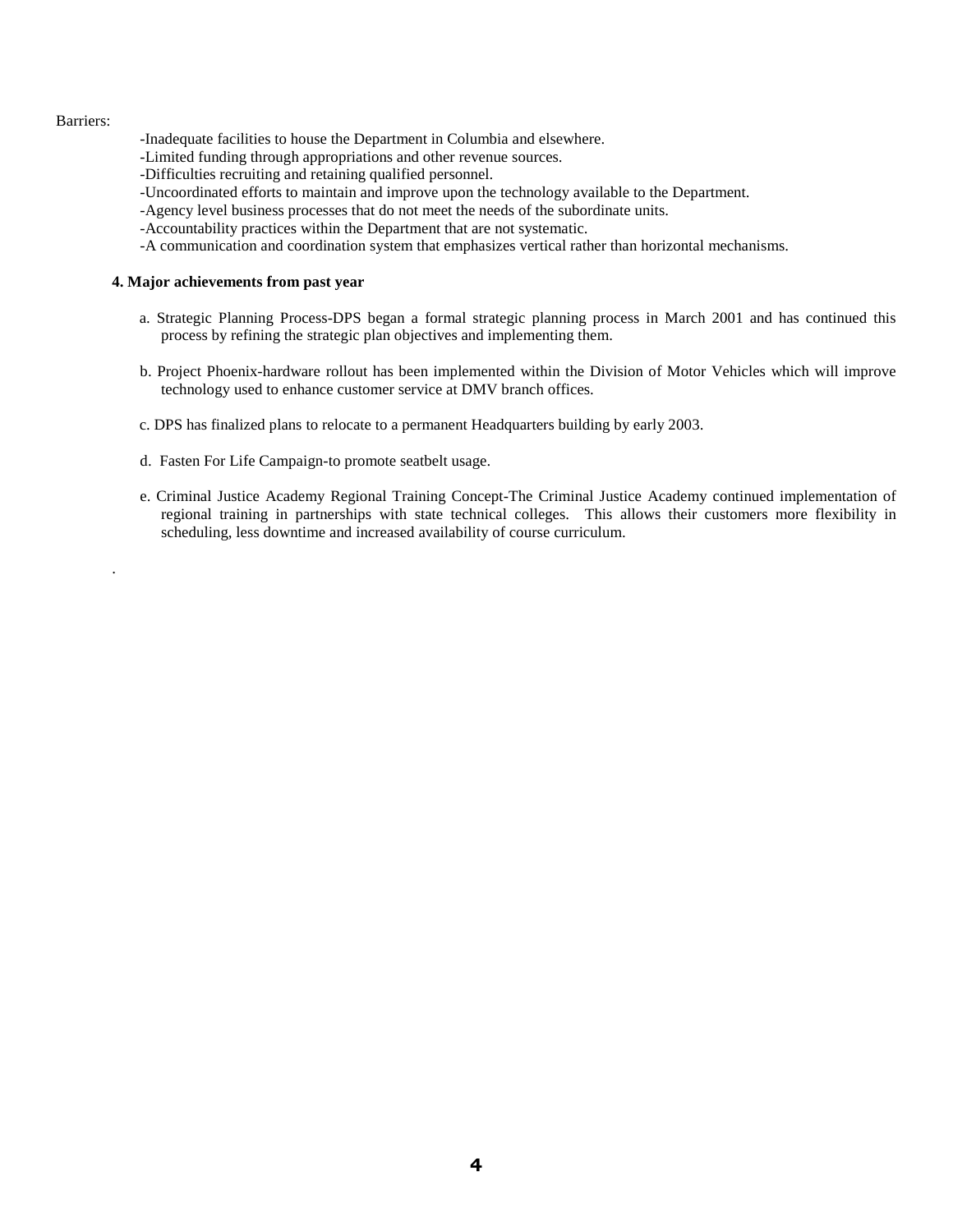Barriers:

-Inadequate facilities to house the Department in Columbia and elsewhere.
-Limited funding through appropriations and other revenue sources.
-Difficulties recruiting and retaining qualified personnel.
-Uncoordinated efforts to maintain and improve upon the technology available to the Department.
-Agency level business processes that do not meet the needs of the subordinate units.
-Accountability practices within the Department that are not systematic.
-A communication and coordination system that emphasizes vertical rather than horizontal mechanisms.

**4. Major achievements from past year**

a. Strategic Planning Process-DPS began a formal strategic planning process in March 2001 and has continued this process by refining the strategic plan objectives and implementing them.

b. Project Phoenix-hardware rollout has been implemented within the Division of Motor Vehicles which will improve technology used to enhance customer service at DMV branch offices.

c. DPS has finalized plans to relocate to a permanent Headquarters building by early 2003.

d. Fasten For Life Campaign-to promote seatbelt usage.

e. Criminal Justice Academy Regional Training Concept-The Criminal Justice Academy continued implementation of regional training in partnerships with state technical colleges. This allows their customers more flexibility in scheduling, less downtime and increased availability of course curriculum.

.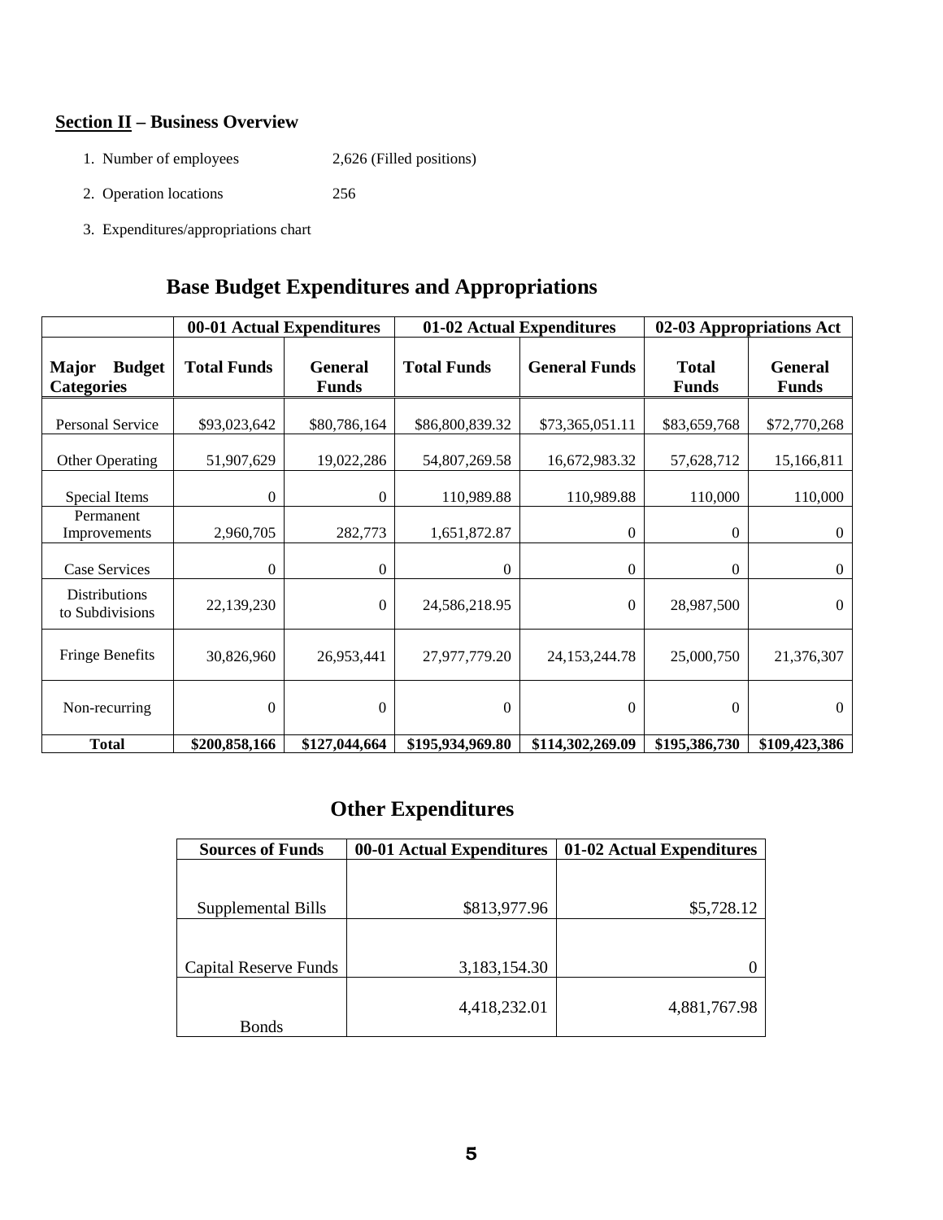## Section II – Business Overview

1. Number of employees 2,626 (Filled positions)
2. Operation locations 256
3. Expenditures/appropriations chart

### Base Budget Expenditures and Appropriations

| | 00-01 Actual Expenditures | | 01-02 Actual Expenditures | | 02-03 Appropriations Act | |
|---|---|---|---|---|---|---|
| **Major Budget Categories** | **Total Funds** | **General Funds** | **Total Funds** | **General Funds** | **Total Funds** | **General Funds** |
| Personal Service | $93,023,642 | $80,786,164 | $86,800,839.32 | $73,365,051.11 | $83,659,768 | $72,770,268 |
| Other Operating | 51,907,629 | 19,022,286 | 54,807,269.58 | 16,672,983.32 | 57,628,712 | 15,166,811 |
| Special Items | 0 | 0 | 110,989.88 | 110,989.88 | 110,000 | 110,000 |
| Permanent Improvements | 2,960,705 | 282,773 | 1,651,872.87 | 0 | 0 | 0 |
| Case Services | 0 | 0 | 0 | 0 | 0 | 0 |
| Distributions to Subdivisions | 22,139,230 | 0 | 24,586,218.95 | 0 | 28,987,500 | 0 |
| Fringe Benefits | 30,826,960 | 26,953,441 | 27,977,779.20 | 24,153,244.78 | 25,000,750 | 21,376,307 |
| Non-recurring | 0 | 0 | 0 | 0 | 0 | 0 |
| **Total** | **$200,858,166** | **$127,044,664** | **$195,934,969.80** | **$114,302,269.09** | **$195,386,730** | **$109,423,386** |

### Other Expenditures

| Sources of Funds | 00-01 Actual Expenditures | 01-02 Actual Expenditures |
|---|---|---|
| Supplemental Bills | $813,977.96 | $5,728.12 |
| Capital Reserve Funds | 3,183,154.30 | 0 |
| Bonds | 4,418,232.01 | 4,881,767.98 |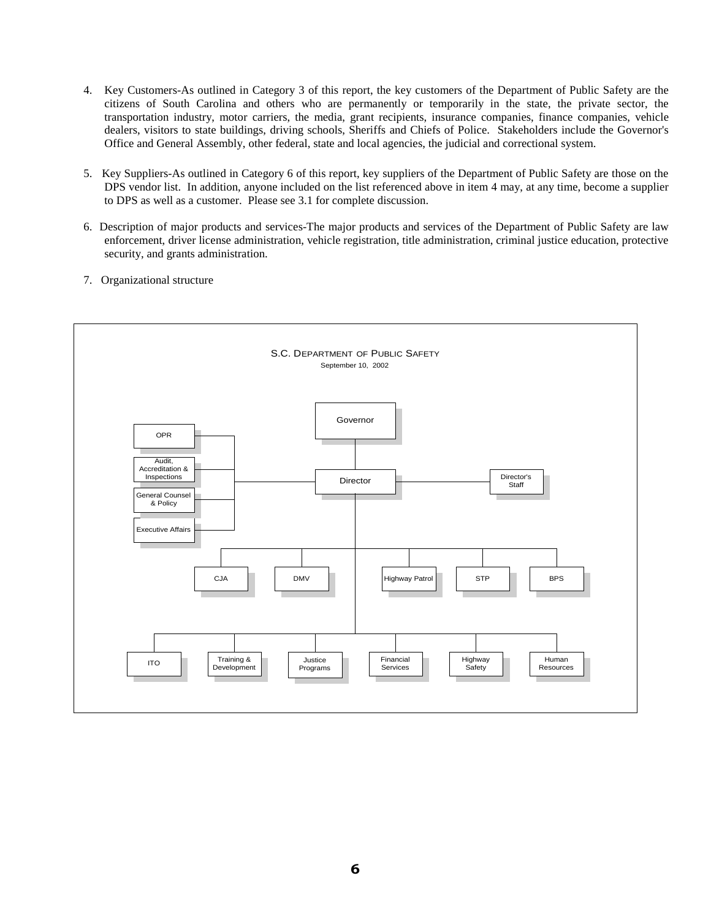4. Key Customers-As outlined in Category 3 of this report, the key customers of the Department of Public Safety are the citizens of South Carolina and others who are permanently or temporarily in the state, the private sector, the transportation industry, motor carriers, the media, grant recipients, insurance companies, finance companies, vehicle dealers, visitors to state buildings, driving schools, Sheriffs and Chiefs of Police. Stakeholders include the Governor's Office and General Assembly, other federal, state and local agencies, the judicial and correctional system.

5. Key Suppliers-As outlined in Category 6 of this report, key suppliers of the Department of Public Safety are those on the DPS vendor list. In addition, anyone included on the list referenced above in item 4 may, at any time, become a supplier to DPS as well as a customer. Please see 3.1 for complete discussion.

6. Description of major products and services-The major products and services of the Department of Public Safety are law enforcement, driver license administration, vehicle registration, title administration, criminal justice education, protective security, and grants administration.

7. Organizational structure

S.C. DEPARTMENT OF PUBLIC SAFETY
September 10, 2002

- Governor
  - Director
    - OPR
    - Audit, Accreditation & Inspections
    - General Counsel & Policy
    - Executive Affairs
    - Director's Staff
    - CJA
    - DMV
    - Highway Patrol
    - STP
    - BPS
    - ITO
    - Training & Development
    - Justice Programs
    - Financial Services
    - Highway Safety
    - Human Resources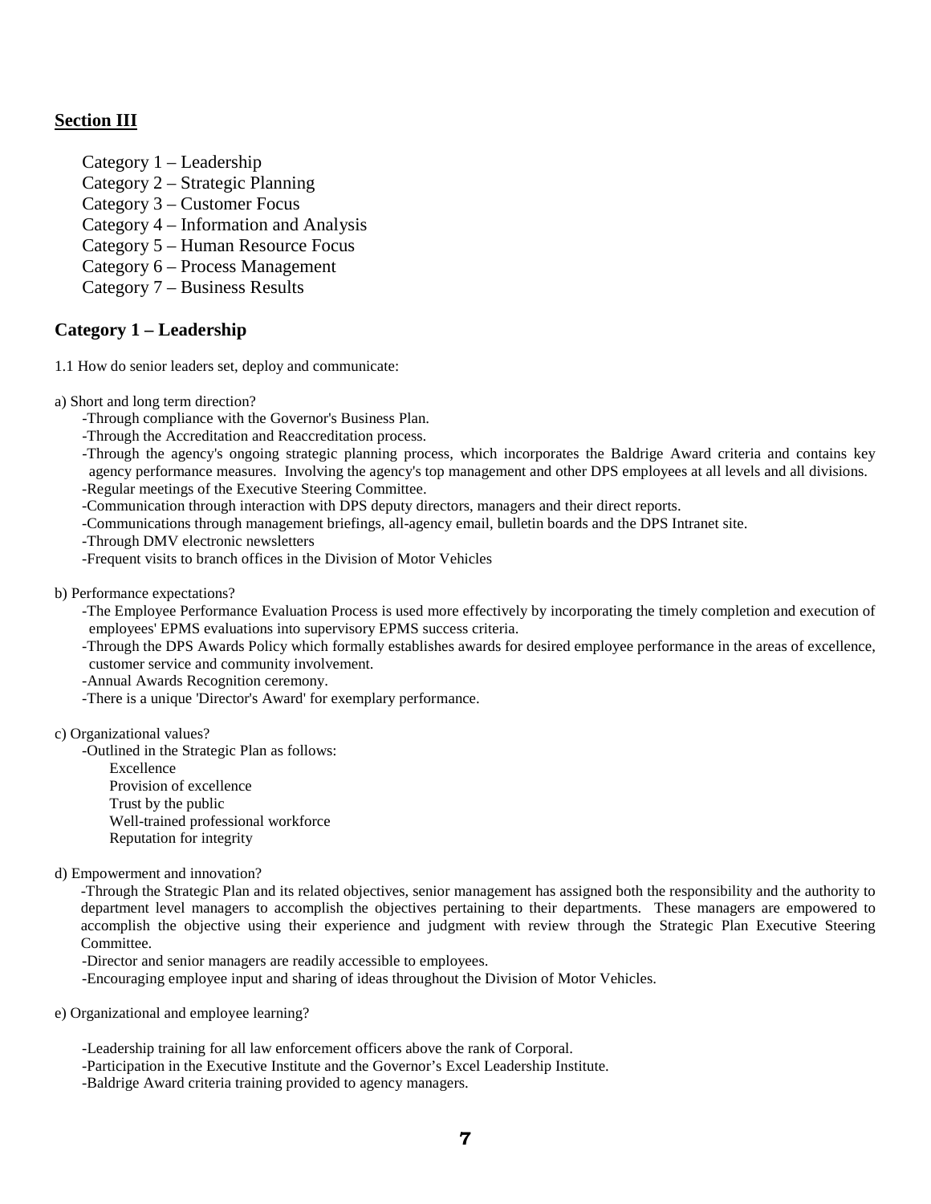## Section III

Category 1 – Leadership
Category 2 – Strategic Planning
Category 3 – Customer Focus
Category 4 – Information and Analysis
Category 5 – Human Resource Focus
Category 6 – Process Management
Category 7 – Business Results

## Category 1 – Leadership

1.1 How do senior leaders set, deploy and communicate:

a) Short and long term direction?

-Through compliance with the Governor's Business Plan.
-Through the Accreditation and Reaccreditation process.
-Through the agency's ongoing strategic planning process, which incorporates the Baldrige Award criteria and contains key agency performance measures. Involving the agency's top management and other DPS employees at all levels and all divisions.
-Regular meetings of the Executive Steering Committee.
-Communication through interaction with DPS deputy directors, managers and their direct reports.
-Communications through management briefings, all-agency email, bulletin boards and the DPS Intranet site.
-Through DMV electronic newsletters
-Frequent visits to branch offices in the Division of Motor Vehicles

b) Performance expectations?

-The Employee Performance Evaluation Process is used more effectively by incorporating the timely completion and execution of employees' EPMS evaluations into supervisory EPMS success criteria.
-Through the DPS Awards Policy which formally establishes awards for desired employee performance in the areas of excellence, customer service and community involvement.
-Annual Awards Recognition ceremony.
-There is a unique 'Director's Award' for exemplary performance.

c) Organizational values?

-Outlined in the Strategic Plan as follows:
Excellence
Provision of excellence
Trust by the public
Well-trained professional workforce
Reputation for integrity

d) Empowerment and innovation?

-Through the Strategic Plan and its related objectives, senior management has assigned both the responsibility and the authority to department level managers to accomplish the objectives pertaining to their departments. These managers are empowered to accomplish the objective using their experience and judgment with review through the Strategic Plan Executive Steering Committee.
-Director and senior managers are readily accessible to employees.
-Encouraging employee input and sharing of ideas throughout the Division of Motor Vehicles.

e) Organizational and employee learning?

-Leadership training for all law enforcement officers above the rank of Corporal.
-Participation in the Executive Institute and the Governor's Excel Leadership Institute.
-Baldrige Award criteria training provided to agency managers.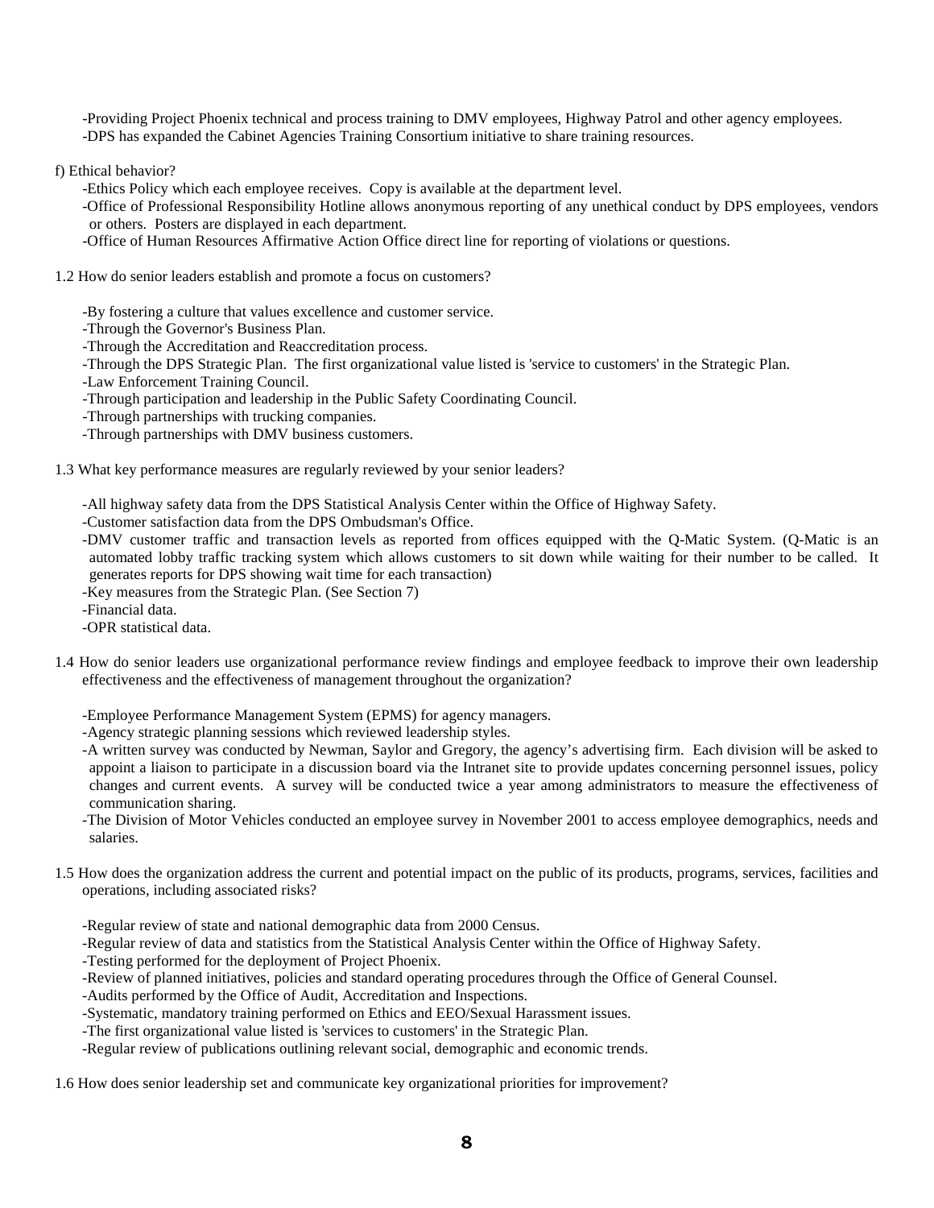-Providing Project Phoenix technical and process training to DMV employees, Highway Patrol and other agency employees.
-DPS has expanded the Cabinet Agencies Training Consortium initiative to share training resources.

f) Ethical behavior?

-Ethics Policy which each employee receives. Copy is available at the department level.
-Office of Professional Responsibility Hotline allows anonymous reporting of any unethical conduct by DPS employees, vendors or others. Posters are displayed in each department.
-Office of Human Resources Affirmative Action Office direct line for reporting of violations or questions.

1.2 How do senior leaders establish and promote a focus on customers?

-By fostering a culture that values excellence and customer service.
-Through the Governor's Business Plan.
-Through the Accreditation and Reaccreditation process.
-Through the DPS Strategic Plan. The first organizational value listed is 'service to customers' in the Strategic Plan.
-Law Enforcement Training Council.
-Through participation and leadership in the Public Safety Coordinating Council.
-Through partnerships with trucking companies.
-Through partnerships with DMV business customers.

1.3 What key performance measures are regularly reviewed by your senior leaders?

-All highway safety data from the DPS Statistical Analysis Center within the Office of Highway Safety.
-Customer satisfaction data from the DPS Ombudsman's Office.
-DMV customer traffic and transaction levels as reported from offices equipped with the Q-Matic System. (Q-Matic is an automated lobby traffic tracking system which allows customers to sit down while waiting for their number to be called. It generates reports for DPS showing wait time for each transaction)
-Key measures from the Strategic Plan. (See Section 7)
-Financial data.
-OPR statistical data.

1.4 How do senior leaders use organizational performance review findings and employee feedback to improve their own leadership effectiveness and the effectiveness of management throughout the organization?

-Employee Performance Management System (EPMS) for agency managers.
-Agency strategic planning sessions which reviewed leadership styles.
-A written survey was conducted by Newman, Saylor and Gregory, the agency's advertising firm. Each division will be asked to appoint a liaison to participate in a discussion board via the Intranet site to provide updates concerning personnel issues, policy changes and current events. A survey will be conducted twice a year among administrators to measure the effectiveness of communication sharing.
-The Division of Motor Vehicles conducted an employee survey in November 2001 to access employee demographics, needs and salaries.

1.5 How does the organization address the current and potential impact on the public of its products, programs, services, facilities and operations, including associated risks?

-Regular review of state and national demographic data from 2000 Census.
-Regular review of data and statistics from the Statistical Analysis Center within the Office of Highway Safety.
-Testing performed for the deployment of Project Phoenix.
-Review of planned initiatives, policies and standard operating procedures through the Office of General Counsel.
-Audits performed by the Office of Audit, Accreditation and Inspections.
-Systematic, mandatory training performed on Ethics and EEO/Sexual Harassment issues.
-The first organizational value listed is 'services to customers' in the Strategic Plan.
-Regular review of publications outlining relevant social, demographic and economic trends.

1.6 How does senior leadership set and communicate key organizational priorities for improvement?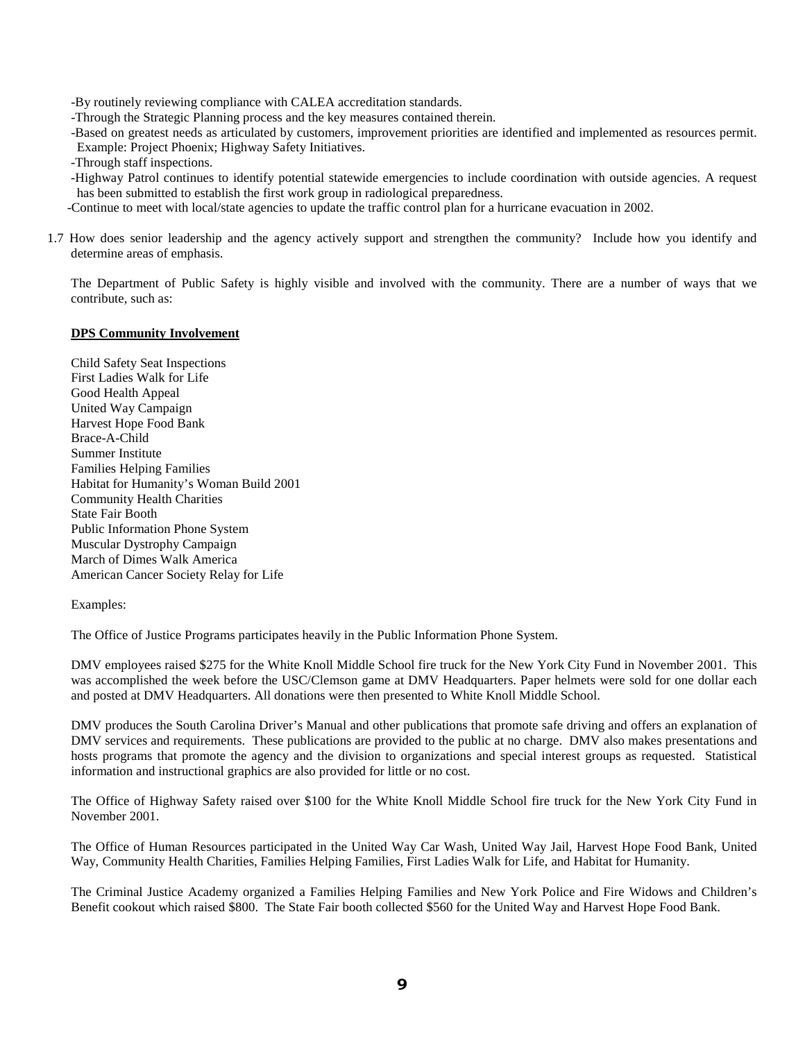-By routinely reviewing compliance with CALEA accreditation standards.

-Through the Strategic Planning process and the key measures contained therein.

-Based on greatest needs as articulated by customers, improvement priorities are identified and implemented as resources permit. Example: Project Phoenix; Highway Safety Initiatives.

-Through staff inspections.

-Highway Patrol continues to identify potential statewide emergencies to include coordination with outside agencies. A request has been submitted to establish the first work group in radiological preparedness.

-Continue to meet with local/state agencies to update the traffic control plan for a hurricane evacuation in 2002.

1.7 How does senior leadership and the agency actively support and strengthen the community? Include how you identify and determine areas of emphasis.

The Department of Public Safety is highly visible and involved with the community. There are a number of ways that we contribute, such as:

**DPS Community Involvement**

Child Safety Seat Inspections
First Ladies Walk for Life
Good Health Appeal
United Way Campaign
Harvest Hope Food Bank
Brace-A-Child
Summer Institute
Families Helping Families
Habitat for Humanity's Woman Build 2001
Community Health Charities
State Fair Booth
Public Information Phone System
Muscular Dystrophy Campaign
March of Dimes Walk America
American Cancer Society Relay for Life

Examples:

The Office of Justice Programs participates heavily in the Public Information Phone System.

DMV employees raised $275 for the White Knoll Middle School fire truck for the New York City Fund in November 2001. This was accomplished the week before the USC/Clemson game at DMV Headquarters. Paper helmets were sold for one dollar each and posted at DMV Headquarters. All donations were then presented to White Knoll Middle School.

DMV produces the South Carolina Driver's Manual and other publications that promote safe driving and offers an explanation of DMV services and requirements. These publications are provided to the public at no charge. DMV also makes presentations and hosts programs that promote the agency and the division to organizations and special interest groups as requested. Statistical information and instructional graphics are also provided for little or no cost.

The Office of Highway Safety raised over $100 for the White Knoll Middle School fire truck for the New York City Fund in November 2001.

The Office of Human Resources participated in the United Way Car Wash, United Way Jail, Harvest Hope Food Bank, United Way, Community Health Charities, Families Helping Families, First Ladies Walk for Life, and Habitat for Humanity.

The Criminal Justice Academy organized a Families Helping Families and New York Police and Fire Widows and Children's Benefit cookout which raised $800. The State Fair booth collected $560 for the United Way and Harvest Hope Food Bank.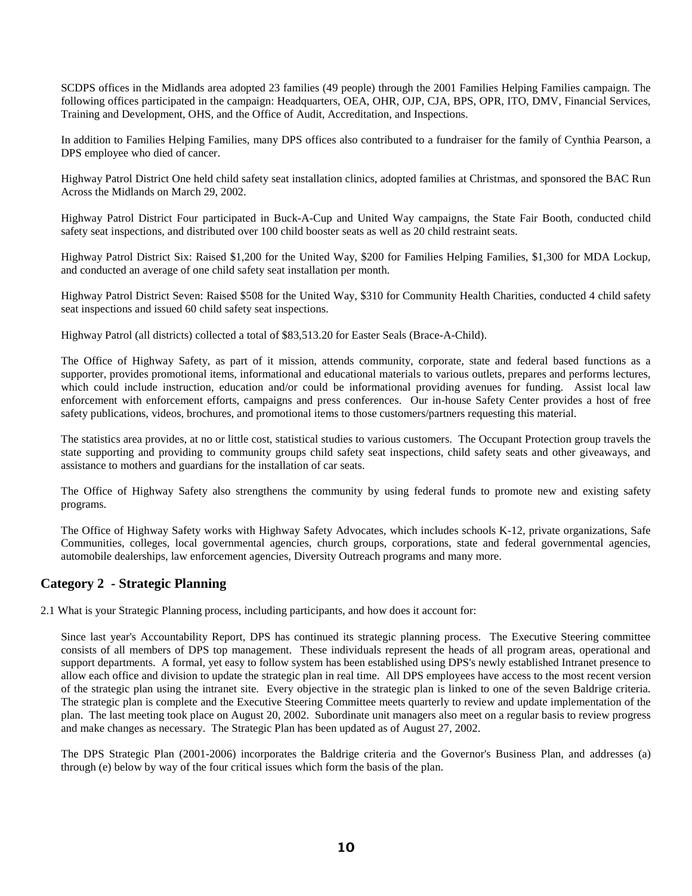SCDPS offices in the Midlands area adopted 23 families (49 people) through the 2001 Families Helping Families campaign. The following offices participated in the campaign: Headquarters, OEA, OHR, OJP, CJA, BPS, OPR, ITO, DMV, Financial Services, Training and Development, OHS, and the Office of Audit, Accreditation, and Inspections.

In addition to Families Helping Families, many DPS offices also contributed to a fundraiser for the family of Cynthia Pearson, a DPS employee who died of cancer.

Highway Patrol District One held child safety seat installation clinics, adopted families at Christmas, and sponsored the BAC Run Across the Midlands on March 29, 2002.

Highway Patrol District Four participated in Buck-A-Cup and United Way campaigns, the State Fair Booth, conducted child safety seat inspections, and distributed over 100 child booster seats as well as 20 child restraint seats.

Highway Patrol District Six: Raised $1,200 for the United Way, $200 for Families Helping Families, $1,300 for MDA Lockup, and conducted an average of one child safety seat installation per month.

Highway Patrol District Seven: Raised $508 for the United Way, $310 for Community Health Charities, conducted 4 child safety seat inspections and issued 60 child safety seat inspections.

Highway Patrol (all districts) collected a total of $83,513.20 for Easter Seals (Brace-A-Child).

The Office of Highway Safety, as part of it mission, attends community, corporate, state and federal based functions as a supporter, provides promotional items, informational and educational materials to various outlets, prepares and performs lectures, which could include instruction, education and/or could be informational providing avenues for funding. Assist local law enforcement with enforcement efforts, campaigns and press conferences. Our in-house Safety Center provides a host of free safety publications, videos, brochures, and promotional items to those customers/partners requesting this material.

The statistics area provides, at no or little cost, statistical studies to various customers. The Occupant Protection group travels the state supporting and providing to community groups child safety seat inspections, child safety seats and other giveaways, and assistance to mothers and guardians for the installation of car seats.

The Office of Highway Safety also strengthens the community by using federal funds to promote new and existing safety programs.

The Office of Highway Safety works with Highway Safety Advocates, which includes schools K-12, private organizations, Safe Communities, colleges, local governmental agencies, church groups, corporations, state and federal governmental agencies, automobile dealerships, law enforcement agencies, Diversity Outreach programs and many more.

## Category 2 - Strategic Planning

2.1 What is your Strategic Planning process, including participants, and how does it account for:

Since last year's Accountability Report, DPS has continued its strategic planning process. The Executive Steering committee consists of all members of DPS top management. These individuals represent the heads of all program areas, operational and support departments. A formal, yet easy to follow system has been established using DPS's newly established Intranet presence to allow each office and division to update the strategic plan in real time. All DPS employees have access to the most recent version of the strategic plan using the intranet site. Every objective in the strategic plan is linked to one of the seven Baldrige criteria. The strategic plan is complete and the Executive Steering Committee meets quarterly to review and update implementation of the plan. The last meeting took place on August 20, 2002. Subordinate unit managers also meet on a regular basis to review progress and make changes as necessary. The Strategic Plan has been updated as of August 27, 2002.

The DPS Strategic Plan (2001-2006) incorporates the Baldrige criteria and the Governor's Business Plan, and addresses (a) through (e) below by way of the four critical issues which form the basis of the plan.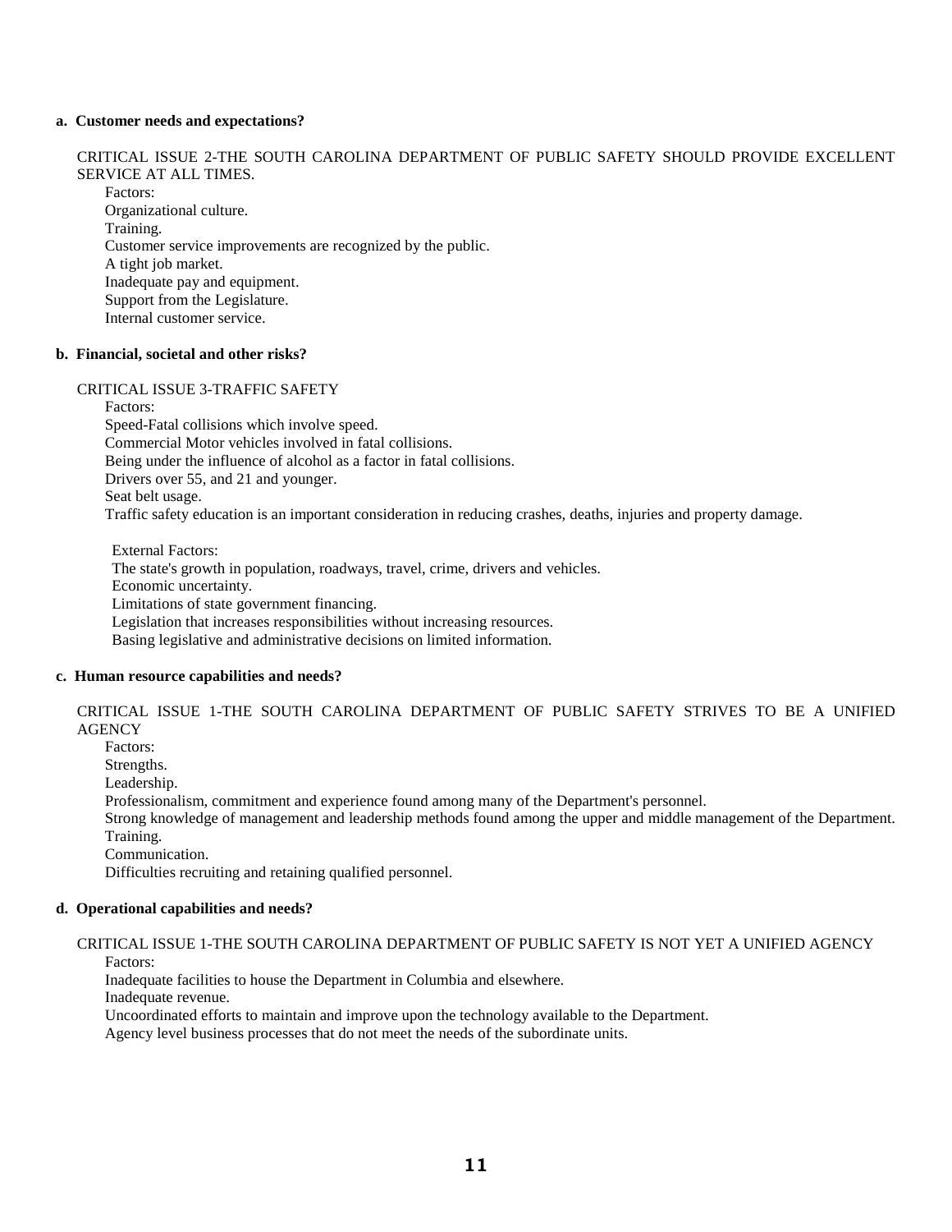**a. Customer needs and expectations?**

CRITICAL ISSUE 2-THE SOUTH CAROLINA DEPARTMENT OF PUBLIC SAFETY SHOULD PROVIDE EXCELLENT SERVICE AT ALL TIMES.

Factors:
Organizational culture.
Training.
Customer service improvements are recognized by the public.
A tight job market.
Inadequate pay and equipment.
Support from the Legislature.
Internal customer service.

**b. Financial, societal and other risks?**

CRITICAL ISSUE 3-TRAFFIC SAFETY

Factors:
Speed-Fatal collisions which involve speed.
Commercial Motor vehicles involved in fatal collisions.
Being under the influence of alcohol as a factor in fatal collisions.
Drivers over 55, and 21 and younger.
Seat belt usage.
Traffic safety education is an important consideration in reducing crashes, deaths, injuries and property damage.

External Factors:
The state's growth in population, roadways, travel, crime, drivers and vehicles.
Economic uncertainty.
Limitations of state government financing.
Legislation that increases responsibilities without increasing resources.
Basing legislative and administrative decisions on limited information.

**c. Human resource capabilities and needs?**

CRITICAL ISSUE 1-THE SOUTH CAROLINA DEPARTMENT OF PUBLIC SAFETY STRIVES TO BE A UNIFIED AGENCY

Factors:
Strengths.
Leadership.
Professionalism, commitment and experience found among many of the Department's personnel.
Strong knowledge of management and leadership methods found among the upper and middle management of the Department.
Training.
Communication.
Difficulties recruiting and retaining qualified personnel.

**d. Operational capabilities and needs?**

CRITICAL ISSUE 1-THE SOUTH CAROLINA DEPARTMENT OF PUBLIC SAFETY IS NOT YET A UNIFIED AGENCY

Factors:
Inadequate facilities to house the Department in Columbia and elsewhere.
Inadequate revenue.
Uncoordinated efforts to maintain and improve upon the technology available to the Department.
Agency level business processes that do not meet the needs of the subordinate units.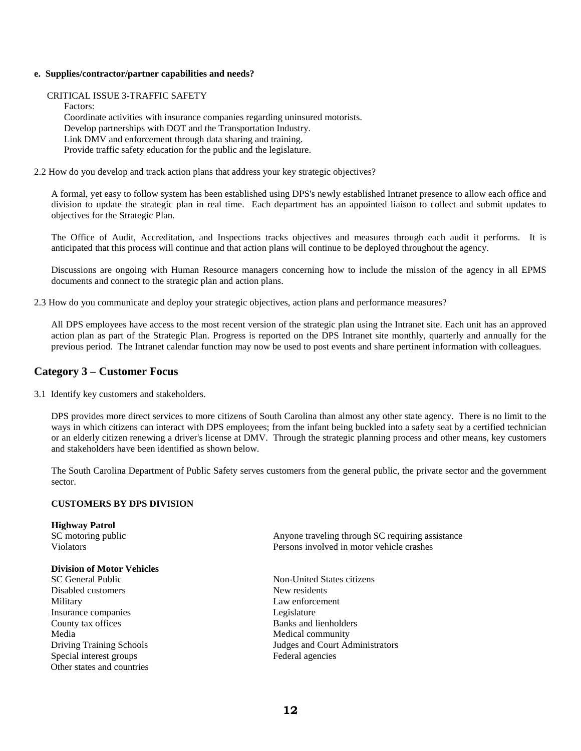**e. Supplies/contractor/partner capabilities and needs?**

CRITICAL ISSUE 3-TRAFFIC SAFETY

Factors:

Coordinate activities with insurance companies regarding uninsured motorists.
Develop partnerships with DOT and the Transportation Industry.
Link DMV and enforcement through data sharing and training.
Provide traffic safety education for the public and the legislature.

2.2 How do you develop and track action plans that address your key strategic objectives?

A formal, yet easy to follow system has been established using DPS's newly established Intranet presence to allow each office and division to update the strategic plan in real time. Each department has an appointed liaison to collect and submit updates to objectives for the Strategic Plan.

The Office of Audit, Accreditation, and Inspections tracks objectives and measures through each audit it performs. It is anticipated that this process will continue and that action plans will continue to be deployed throughout the agency.

Discussions are ongoing with Human Resource managers concerning how to include the mission of the agency in all EPMS documents and connect to the strategic plan and action plans.

2.3 How do you communicate and deploy your strategic objectives, action plans and performance measures?

All DPS employees have access to the most recent version of the strategic plan using the Intranet site. Each unit has an approved action plan as part of the Strategic Plan. Progress is reported on the DPS Intranet site monthly, quarterly and annually for the previous period. The Intranet calendar function may now be used to post events and share pertinent information with colleagues.

## Category 3 – Customer Focus

3.1 Identify key customers and stakeholders.

DPS provides more direct services to more citizens of South Carolina than almost any other state agency. There is no limit to the ways in which citizens can interact with DPS employees; from the infant being buckled into a safety seat by a certified technician or an elderly citizen renewing a driver's license at DMV. Through the strategic planning process and other means, key customers and stakeholders have been identified as shown below.

The South Carolina Department of Public Safety serves customers from the general public, the private sector and the government sector.

**CUSTOMERS BY DPS DIVISION**

**Highway Patrol**

- SC motoring public
- Violators
- Anyone traveling through SC requiring assistance
- Persons involved in motor vehicle crashes

**Division of Motor Vehicles**

- SC General Public
- Disabled customers
- Military
- Insurance companies
- County tax offices
- Media
- Driving Training Schools
- Special interest groups
- Other states and countries
- Non-United States citizens
- New residents
- Law enforcement
- Legislature
- Banks and lienholders
- Medical community
- Judges and Court Administrators
- Federal agencies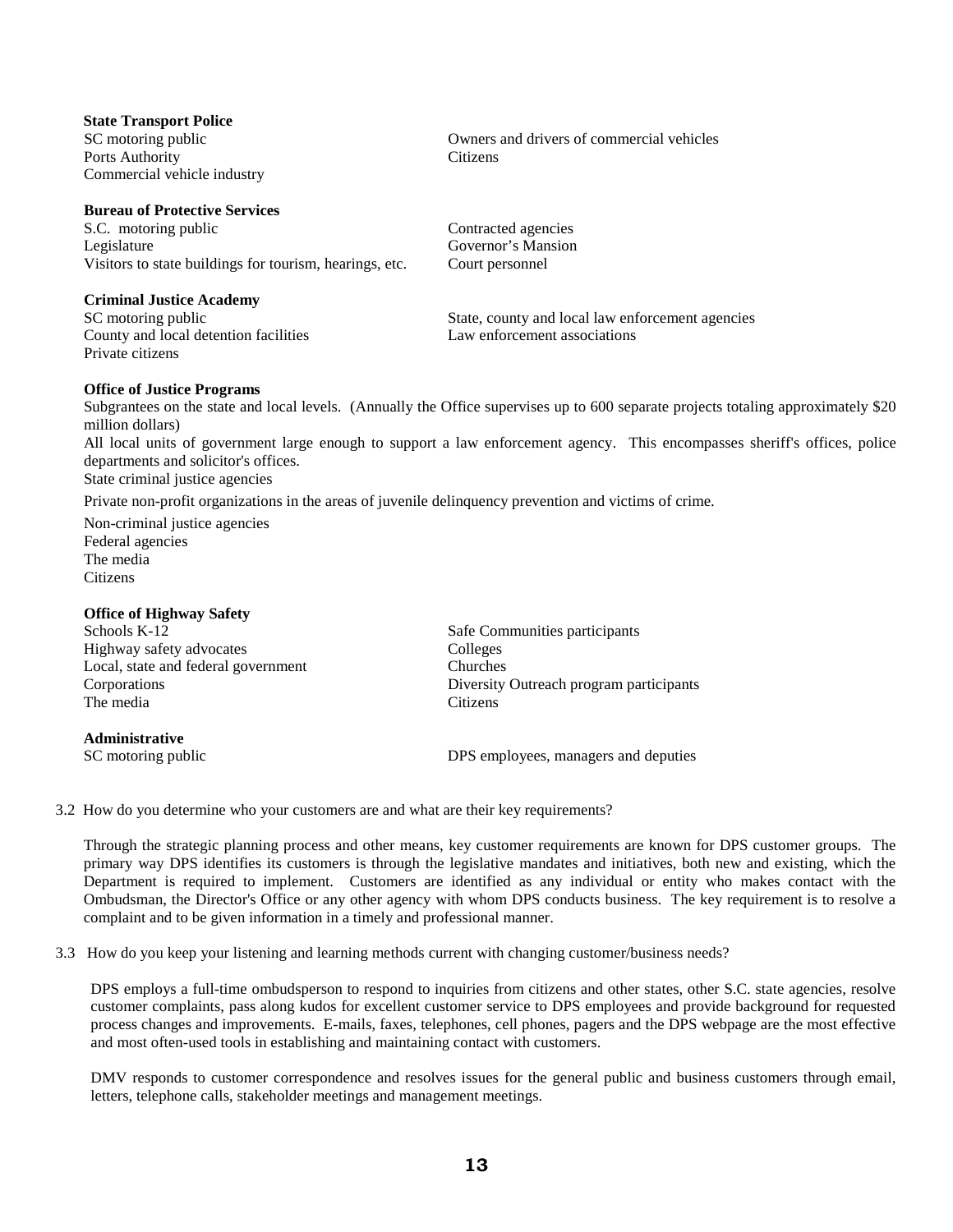**State Transport Police**

SC motoring public
Ports Authority
Commercial vehicle industry
Owners and drivers of commercial vehicles
Citizens

**Bureau of Protective Services**

S.C. motoring public
Legislature
Visitors to state buildings for tourism, hearings, etc.
Contracted agencies
Governor's Mansion
Court personnel

**Criminal Justice Academy**

SC motoring public
County and local detention facilities
Private citizens
State, county and local law enforcement agencies
Law enforcement associations

**Office of Justice Programs**

Subgrantees on the state and local levels. (Annually the Office supervises up to 600 separate projects totaling approximately $20 million dollars)

All local units of government large enough to support a law enforcement agency. This encompasses sheriff's offices, police departments and solicitor's offices.

State criminal justice agencies

Private non-profit organizations in the areas of juvenile delinquency prevention and victims of crime.

Non-criminal justice agencies
Federal agencies
The media
Citizens

**Office of Highway Safety**

Schools K-12
Highway safety advocates
Local, state and federal government
Corporations
The media
Safe Communities participants
Colleges
Churches
Diversity Outreach program participants
Citizens

**Administrative**

SC motoring public
DPS employees, managers and deputies

3.2 How do you determine who your customers are and what are their key requirements?

Through the strategic planning process and other means, key customer requirements are known for DPS customer groups. The primary way DPS identifies its customers is through the legislative mandates and initiatives, both new and existing, which the Department is required to implement. Customers are identified as any individual or entity who makes contact with the Ombudsman, the Director's Office or any other agency with whom DPS conducts business. The key requirement is to resolve a complaint and to be given information in a timely and professional manner.

3.3 How do you keep your listening and learning methods current with changing customer/business needs?

DPS employs a full-time ombudsperson to respond to inquiries from citizens and other states, other S.C. state agencies, resolve customer complaints, pass along kudos for excellent customer service to DPS employees and provide background for requested process changes and improvements. E-mails, faxes, telephones, cell phones, pagers and the DPS webpage are the most effective and most often-used tools in establishing and maintaining contact with customers.

DMV responds to customer correspondence and resolves issues for the general public and business customers through email, letters, telephone calls, stakeholder meetings and management meetings.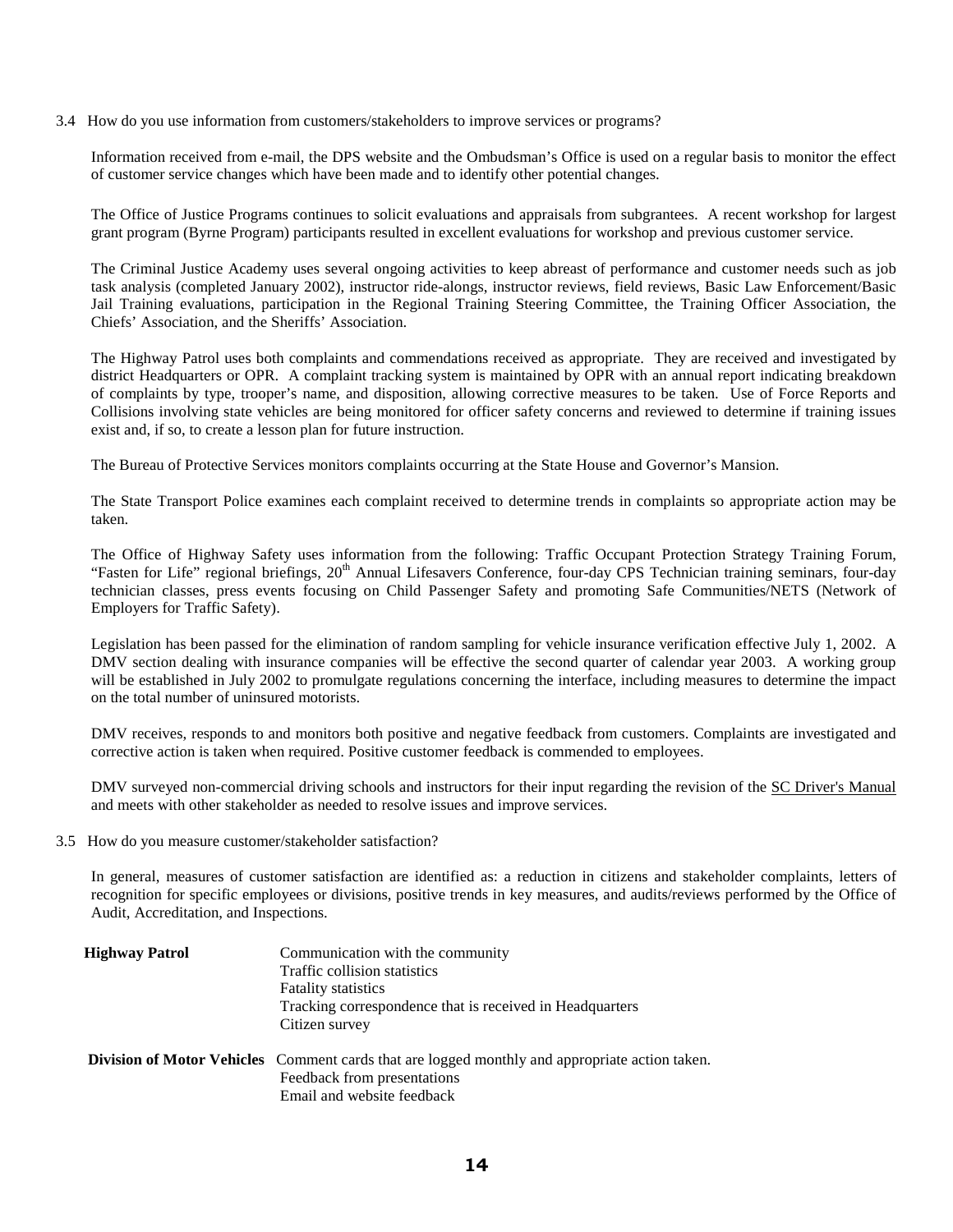3.4 How do you use information from customers/stakeholders to improve services or programs?

Information received from e-mail, the DPS website and the Ombudsman's Office is used on a regular basis to monitor the effect of customer service changes which have been made and to identify other potential changes.

The Office of Justice Programs continues to solicit evaluations and appraisals from subgrantees. A recent workshop for largest grant program (Byrne Program) participants resulted in excellent evaluations for workshop and previous customer service.

The Criminal Justice Academy uses several ongoing activities to keep abreast of performance and customer needs such as job task analysis (completed January 2002), instructor ride-alongs, instructor reviews, field reviews, Basic Law Enforcement/Basic Jail Training evaluations, participation in the Regional Training Steering Committee, the Training Officer Association, the Chiefs' Association, and the Sheriffs' Association.

The Highway Patrol uses both complaints and commendations received as appropriate. They are received and investigated by district Headquarters or OPR. A complaint tracking system is maintained by OPR with an annual report indicating breakdown of complaints by type, trooper's name, and disposition, allowing corrective measures to be taken. Use of Force Reports and Collisions involving state vehicles are being monitored for officer safety concerns and reviewed to determine if training issues exist and, if so, to create a lesson plan for future instruction.

The Bureau of Protective Services monitors complaints occurring at the State House and Governor's Mansion.

The State Transport Police examines each complaint received to determine trends in complaints so appropriate action may be taken.

The Office of Highway Safety uses information from the following: Traffic Occupant Protection Strategy Training Forum, "Fasten for Life" regional briefings, 20th Annual Lifesavers Conference, four-day CPS Technician training seminars, four-day technician classes, press events focusing on Child Passenger Safety and promoting Safe Communities/NETS (Network of Employers for Traffic Safety).

Legislation has been passed for the elimination of random sampling for vehicle insurance verification effective July 1, 2002. A DMV section dealing with insurance companies will be effective the second quarter of calendar year 2003. A working group will be established in July 2002 to promulgate regulations concerning the interface, including measures to determine the impact on the total number of uninsured motorists.

DMV receives, responds to and monitors both positive and negative feedback from customers. Complaints are investigated and corrective action is taken when required. Positive customer feedback is commended to employees.

DMV surveyed non-commercial driving schools and instructors for their input regarding the revision of the SC Driver's Manual and meets with other stakeholder as needed to resolve issues and improve services.

3.5 How do you measure customer/stakeholder satisfaction?

In general, measures of customer satisfaction are identified as: a reduction in citizens and stakeholder complaints, letters of recognition for specific employees or divisions, positive trends in key measures, and audits/reviews performed by the Office of Audit, Accreditation, and Inspections.

| | |
|---|---|
| **Highway Patrol** | Communication with the community<br>Traffic collision statistics<br>Fatality statistics<br>Tracking correspondence that is received in Headquarters<br>Citizen survey |
| **Division of Motor Vehicles** | Comment cards that are logged monthly and appropriate action taken.<br>Feedback from presentations<br>Email and website feedback |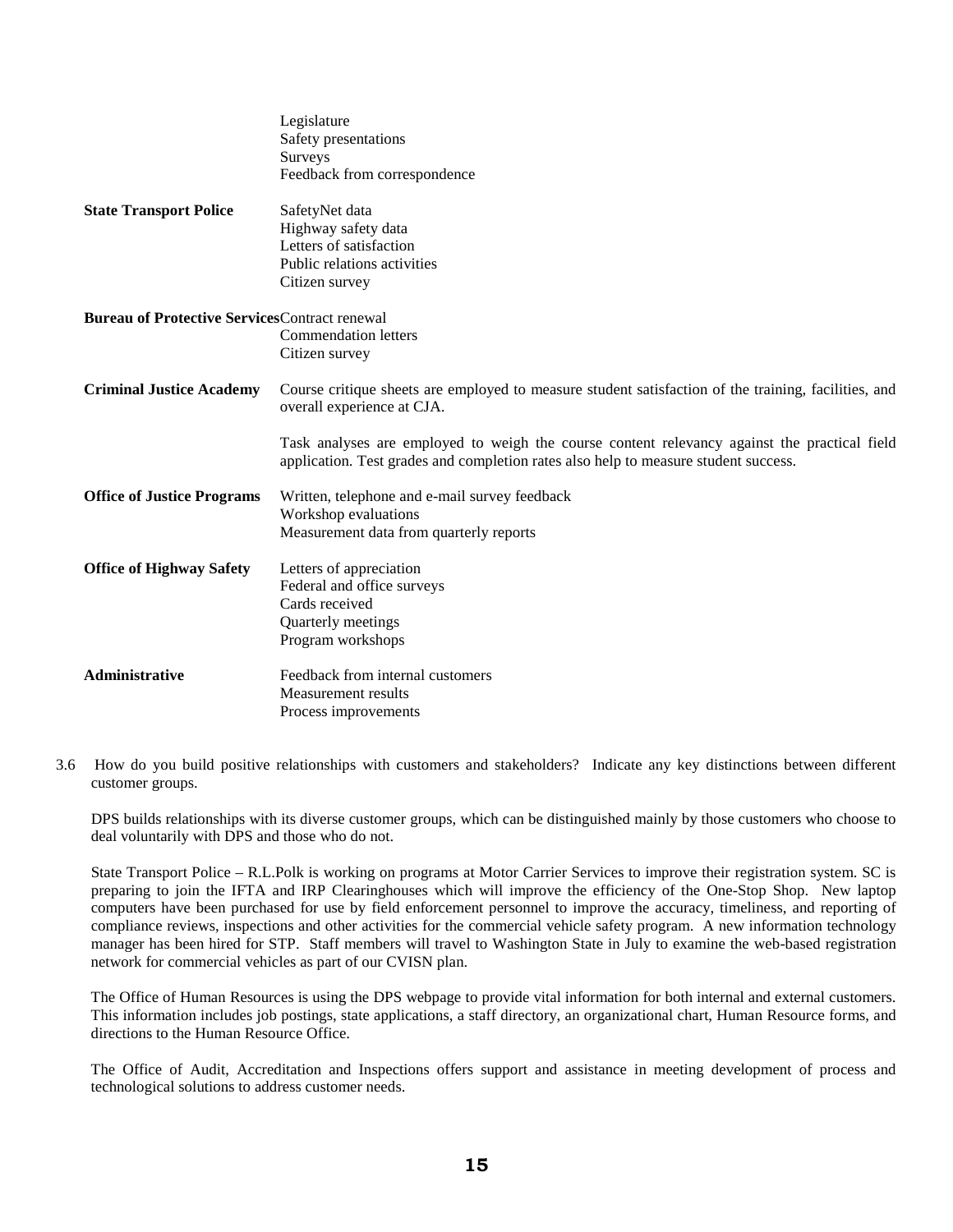| | |
|---|---|
| | Legislature<br>Safety presentations<br>Surveys<br>Feedback from correspondence |
| **State Transport Police** | SafetyNet data<br>Highway safety data<br>Letters of satisfaction<br>Public relations activities<br>Citizen survey |
| **Bureau of Protective Services** | Contract renewal<br>Commendation letters<br>Citizen survey |
| **Criminal Justice Academy** | Course critique sheets are employed to measure student satisfaction of the training, facilities, and overall experience at CJA.<br><br>Task analyses are employed to weigh the course content relevancy against the practical field application. Test grades and completion rates also help to measure student success. |
| **Office of Justice Programs** | Written, telephone and e-mail survey feedback<br>Workshop evaluations<br>Measurement data from quarterly reports |
| **Office of Highway Safety** | Letters of appreciation<br>Federal and office surveys<br>Cards received<br>Quarterly meetings<br>Program workshops |
| **Administrative** | Feedback from internal customers<br>Measurement results<br>Process improvements |

3.6 How do you build positive relationships with customers and stakeholders? Indicate any key distinctions between different customer groups.

DPS builds relationships with its diverse customer groups, which can be distinguished mainly by those customers who choose to deal voluntarily with DPS and those who do not.

State Transport Police – R.L.Polk is working on programs at Motor Carrier Services to improve their registration system. SC is preparing to join the IFTA and IRP Clearinghouses which will improve the efficiency of the One-Stop Shop. New laptop computers have been purchased for use by field enforcement personnel to improve the accuracy, timeliness, and reporting of compliance reviews, inspections and other activities for the commercial vehicle safety program. A new information technology manager has been hired for STP. Staff members will travel to Washington State in July to examine the web-based registration network for commercial vehicles as part of our CVISN plan.

The Office of Human Resources is using the DPS webpage to provide vital information for both internal and external customers. This information includes job postings, state applications, a staff directory, an organizational chart, Human Resource forms, and directions to the Human Resource Office.

The Office of Audit, Accreditation and Inspections offers support and assistance in meeting development of process and technological solutions to address customer needs.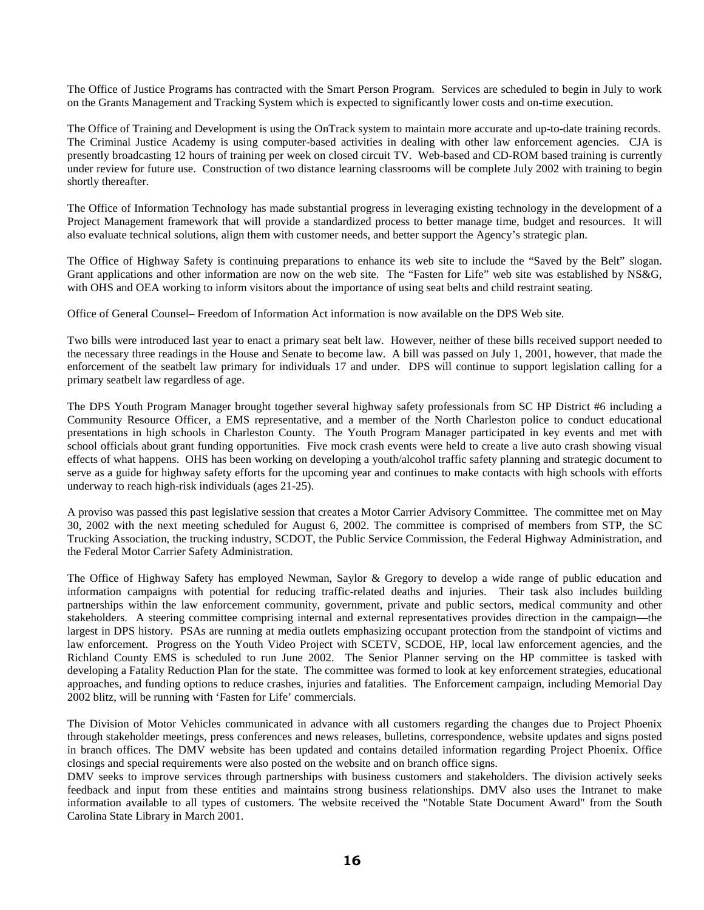The Office of Justice Programs has contracted with the Smart Person Program. Services are scheduled to begin in July to work on the Grants Management and Tracking System which is expected to significantly lower costs and on-time execution.

The Office of Training and Development is using the OnTrack system to maintain more accurate and up-to-date training records. The Criminal Justice Academy is using computer-based activities in dealing with other law enforcement agencies. CJA is presently broadcasting 12 hours of training per week on closed circuit TV. Web-based and CD-ROM based training is currently under review for future use. Construction of two distance learning classrooms will be complete July 2002 with training to begin shortly thereafter.

The Office of Information Technology has made substantial progress in leveraging existing technology in the development of a Project Management framework that will provide a standardized process to better manage time, budget and resources. It will also evaluate technical solutions, align them with customer needs, and better support the Agency's strategic plan.

The Office of Highway Safety is continuing preparations to enhance its web site to include the "Saved by the Belt" slogan. Grant applications and other information are now on the web site. The "Fasten for Life" web site was established by NS&G, with OHS and OEA working to inform visitors about the importance of using seat belts and child restraint seating.

Office of General Counsel– Freedom of Information Act information is now available on the DPS Web site.

Two bills were introduced last year to enact a primary seat belt law. However, neither of these bills received support needed to the necessary three readings in the House and Senate to become law. A bill was passed on July 1, 2001, however, that made the enforcement of the seatbelt law primary for individuals 17 and under. DPS will continue to support legislation calling for a primary seatbelt law regardless of age.

The DPS Youth Program Manager brought together several highway safety professionals from SC HP District #6 including a Community Resource Officer, a EMS representative, and a member of the North Charleston police to conduct educational presentations in high schools in Charleston County. The Youth Program Manager participated in key events and met with school officials about grant funding opportunities. Five mock crash events were held to create a live auto crash showing visual effects of what happens. OHS has been working on developing a youth/alcohol traffic safety planning and strategic document to serve as a guide for highway safety efforts for the upcoming year and continues to make contacts with high schools with efforts underway to reach high-risk individuals (ages 21-25).

A proviso was passed this past legislative session that creates a Motor Carrier Advisory Committee. The committee met on May 30, 2002 with the next meeting scheduled for August 6, 2002. The committee is comprised of members from STP, the SC Trucking Association, the trucking industry, SCDOT, the Public Service Commission, the Federal Highway Administration, and the Federal Motor Carrier Safety Administration.

The Office of Highway Safety has employed Newman, Saylor & Gregory to develop a wide range of public education and information campaigns with potential for reducing traffic-related deaths and injuries. Their task also includes building partnerships within the law enforcement community, government, private and public sectors, medical community and other stakeholders. A steering committee comprising internal and external representatives provides direction in the campaign—the largest in DPS history. PSAs are running at media outlets emphasizing occupant protection from the standpoint of victims and law enforcement. Progress on the Youth Video Project with SCETV, SCDOE, HP, local law enforcement agencies, and the Richland County EMS is scheduled to run June 2002. The Senior Planner serving on the HP committee is tasked with developing a Fatality Reduction Plan for the state. The committee was formed to look at key enforcement strategies, educational approaches, and funding options to reduce crashes, injuries and fatalities. The Enforcement campaign, including Memorial Day 2002 blitz, will be running with 'Fasten for Life' commercials.

The Division of Motor Vehicles communicated in advance with all customers regarding the changes due to Project Phoenix through stakeholder meetings, press conferences and news releases, bulletins, correspondence, website updates and signs posted in branch offices. The DMV website has been updated and contains detailed information regarding Project Phoenix. Office closings and special requirements were also posted on the website and on branch office signs.

DMV seeks to improve services through partnerships with business customers and stakeholders. The division actively seeks feedback and input from these entities and maintains strong business relationships. DMV also uses the Intranet to make information available to all types of customers. The website received the "Notable State Document Award" from the South Carolina State Library in March 2001.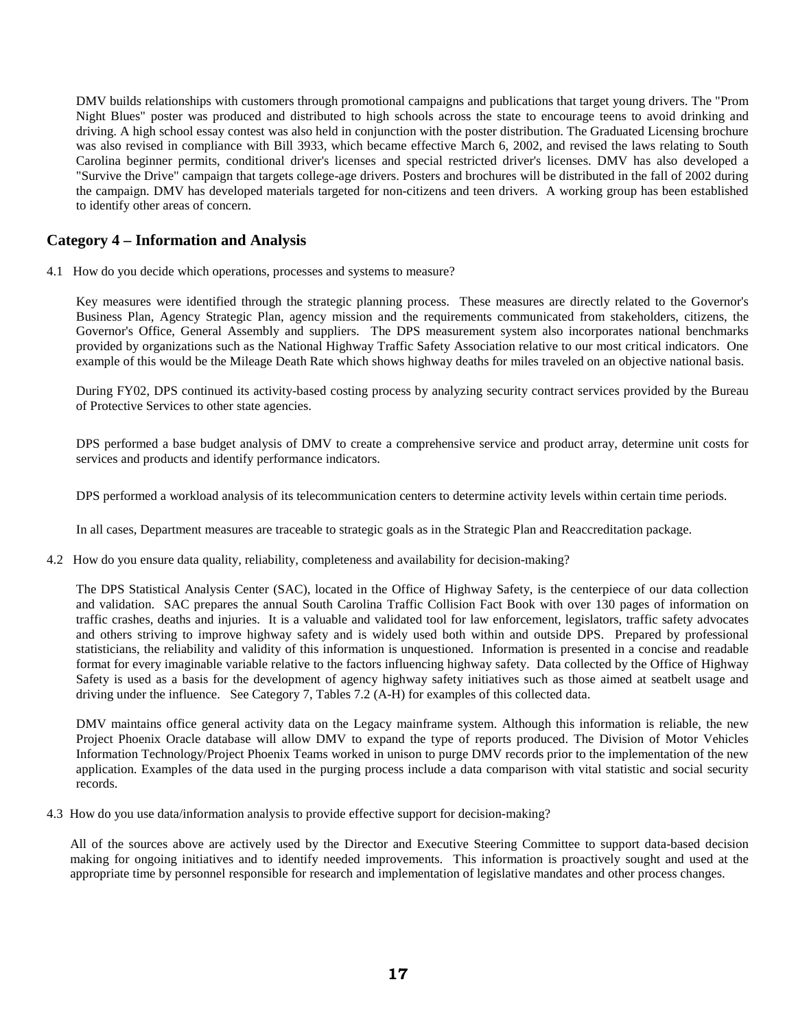DMV builds relationships with customers through promotional campaigns and publications that target young drivers. The "Prom Night Blues" poster was produced and distributed to high schools across the state to encourage teens to avoid drinking and driving. A high school essay contest was also held in conjunction with the poster distribution. The Graduated Licensing brochure was also revised in compliance with Bill 3933, which became effective March 6, 2002, and revised the laws relating to South Carolina beginner permits, conditional driver's licenses and special restricted driver's licenses. DMV has also developed a "Survive the Drive" campaign that targets college-age drivers. Posters and brochures will be distributed in the fall of 2002 during the campaign. DMV has developed materials targeted for non-citizens and teen drivers. A working group has been established to identify other areas of concern.

## Category 4 – Information and Analysis

4.1 How do you decide which operations, processes and systems to measure?

Key measures were identified through the strategic planning process. These measures are directly related to the Governor's Business Plan, Agency Strategic Plan, agency mission and the requirements communicated from stakeholders, citizens, the Governor's Office, General Assembly and suppliers. The DPS measurement system also incorporates national benchmarks provided by organizations such as the National Highway Traffic Safety Association relative to our most critical indicators. One example of this would be the Mileage Death Rate which shows highway deaths for miles traveled on an objective national basis.

During FY02, DPS continued its activity-based costing process by analyzing security contract services provided by the Bureau of Protective Services to other state agencies.

DPS performed a base budget analysis of DMV to create a comprehensive service and product array, determine unit costs for services and products and identify performance indicators.

DPS performed a workload analysis of its telecommunication centers to determine activity levels within certain time periods.

In all cases, Department measures are traceable to strategic goals as in the Strategic Plan and Reaccreditation package.

4.2 How do you ensure data quality, reliability, completeness and availability for decision-making?

The DPS Statistical Analysis Center (SAC), located in the Office of Highway Safety, is the centerpiece of our data collection and validation. SAC prepares the annual South Carolina Traffic Collision Fact Book with over 130 pages of information on traffic crashes, deaths and injuries. It is a valuable and validated tool for law enforcement, legislators, traffic safety advocates and others striving to improve highway safety and is widely used both within and outside DPS. Prepared by professional statisticians, the reliability and validity of this information is unquestioned. Information is presented in a concise and readable format for every imaginable variable relative to the factors influencing highway safety. Data collected by the Office of Highway Safety is used as a basis for the development of agency highway safety initiatives such as those aimed at seatbelt usage and driving under the influence. See Category 7, Tables 7.2 (A-H) for examples of this collected data.

DMV maintains office general activity data on the Legacy mainframe system. Although this information is reliable, the new Project Phoenix Oracle database will allow DMV to expand the type of reports produced. The Division of Motor Vehicles Information Technology/Project Phoenix Teams worked in unison to purge DMV records prior to the implementation of the new application. Examples of the data used in the purging process include a data comparison with vital statistic and social security records.

4.3 How do you use data/information analysis to provide effective support for decision-making?

All of the sources above are actively used by the Director and Executive Steering Committee to support data-based decision making for ongoing initiatives and to identify needed improvements. This information is proactively sought and used at the appropriate time by personnel responsible for research and implementation of legislative mandates and other process changes.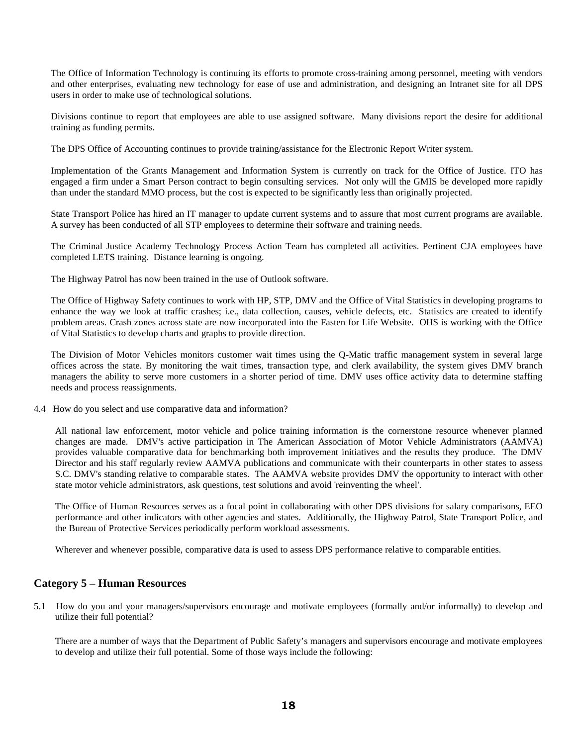The Office of Information Technology is continuing its efforts to promote cross-training among personnel, meeting with vendors and other enterprises, evaluating new technology for ease of use and administration, and designing an Intranet site for all DPS users in order to make use of technological solutions.

Divisions continue to report that employees are able to use assigned software. Many divisions report the desire for additional training as funding permits.

The DPS Office of Accounting continues to provide training/assistance for the Electronic Report Writer system.

Implementation of the Grants Management and Information System is currently on track for the Office of Justice. ITO has engaged a firm under a Smart Person contract to begin consulting services. Not only will the GMIS be developed more rapidly than under the standard MMO process, but the cost is expected to be significantly less than originally projected.

State Transport Police has hired an IT manager to update current systems and to assure that most current programs are available. A survey has been conducted of all STP employees to determine their software and training needs.

The Criminal Justice Academy Technology Process Action Team has completed all activities. Pertinent CJA employees have completed LETS training. Distance learning is ongoing.

The Highway Patrol has now been trained in the use of Outlook software.

The Office of Highway Safety continues to work with HP, STP, DMV and the Office of Vital Statistics in developing programs to enhance the way we look at traffic crashes; i.e., data collection, causes, vehicle defects, etc. Statistics are created to identify problem areas. Crash zones across state are now incorporated into the Fasten for Life Website. OHS is working with the Office of Vital Statistics to develop charts and graphs to provide direction.

The Division of Motor Vehicles monitors customer wait times using the Q-Matic traffic management system in several large offices across the state. By monitoring the wait times, transaction type, and clerk availability, the system gives DMV branch managers the ability to serve more customers in a shorter period of time. DMV uses office activity data to determine staffing needs and process reassignments.

4.4 How do you select and use comparative data and information?

All national law enforcement, motor vehicle and police training information is the cornerstone resource whenever planned changes are made. DMV's active participation in The American Association of Motor Vehicle Administrators (AAMVA) provides valuable comparative data for benchmarking both improvement initiatives and the results they produce. The DMV Director and his staff regularly review AAMVA publications and communicate with their counterparts in other states to assess S.C. DMV's standing relative to comparable states. The AAMVA website provides DMV the opportunity to interact with other state motor vehicle administrators, ask questions, test solutions and avoid 'reinventing the wheel'.

The Office of Human Resources serves as a focal point in collaborating with other DPS divisions for salary comparisons, EEO performance and other indicators with other agencies and states. Additionally, the Highway Patrol, State Transport Police, and the Bureau of Protective Services periodically perform workload assessments.

Wherever and whenever possible, comparative data is used to assess DPS performance relative to comparable entities.

## Category 5 – Human Resources

5.1 How do you and your managers/supervisors encourage and motivate employees (formally and/or informally) to develop and utilize their full potential?

There are a number of ways that the Department of Public Safety's managers and supervisors encourage and motivate employees to develop and utilize their full potential. Some of those ways include the following: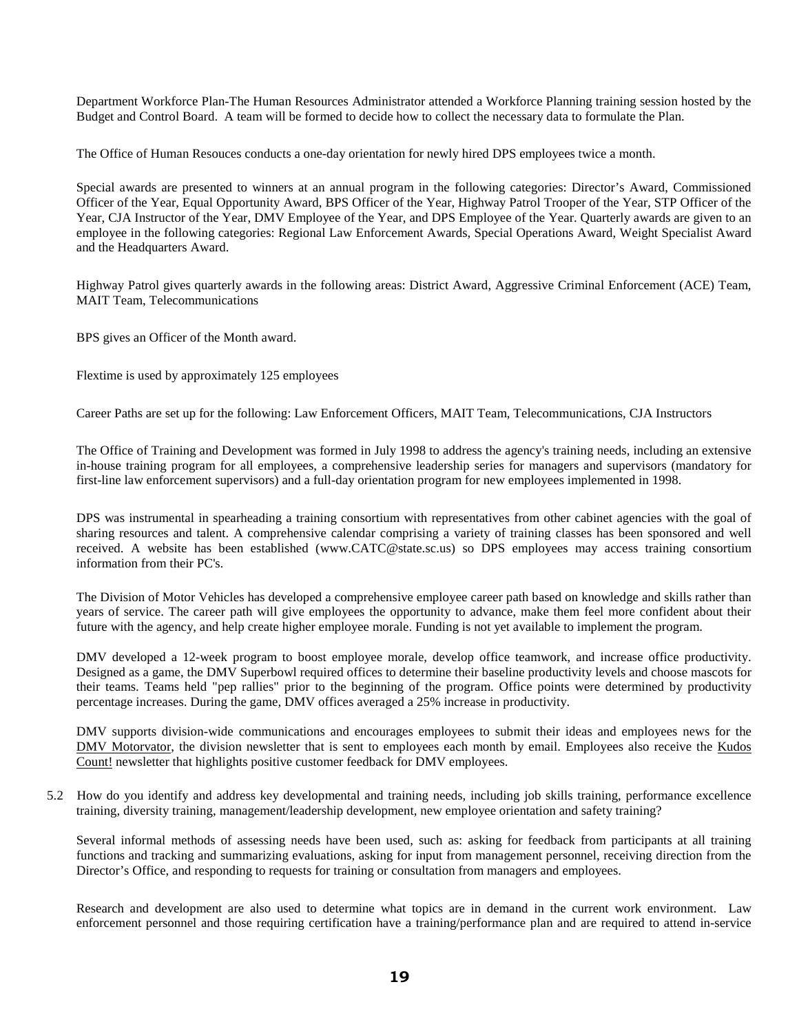Department Workforce Plan-The Human Resources Administrator attended a Workforce Planning training session hosted by the Budget and Control Board. A team will be formed to decide how to collect the necessary data to formulate the Plan.

The Office of Human Resouces conducts a one-day orientation for newly hired DPS employees twice a month.

Special awards are presented to winners at an annual program in the following categories: Director's Award, Commissioned Officer of the Year, Equal Opportunity Award, BPS Officer of the Year, Highway Patrol Trooper of the Year, STP Officer of the Year, CJA Instructor of the Year, DMV Employee of the Year, and DPS Employee of the Year. Quarterly awards are given to an employee in the following categories: Regional Law Enforcement Awards, Special Operations Award, Weight Specialist Award and the Headquarters Award.

Highway Patrol gives quarterly awards in the following areas: District Award, Aggressive Criminal Enforcement (ACE) Team, MAIT Team, Telecommunications

BPS gives an Officer of the Month award.

Flextime is used by approximately 125 employees

Career Paths are set up for the following: Law Enforcement Officers, MAIT Team, Telecommunications, CJA Instructors

The Office of Training and Development was formed in July 1998 to address the agency's training needs, including an extensive in-house training program for all employees, a comprehensive leadership series for managers and supervisors (mandatory for first-line law enforcement supervisors) and a full-day orientation program for new employees implemented in 1998.

DPS was instrumental in spearheading a training consortium with representatives from other cabinet agencies with the goal of sharing resources and talent. A comprehensive calendar comprising a variety of training classes has been sponsored and well received. A website has been established (www.CATC@state.sc.us) so DPS employees may access training consortium information from their PC's.

The Division of Motor Vehicles has developed a comprehensive employee career path based on knowledge and skills rather than years of service. The career path will give employees the opportunity to advance, make them feel more confident about their future with the agency, and help create higher employee morale. Funding is not yet available to implement the program.

DMV developed a 12-week program to boost employee morale, develop office teamwork, and increase office productivity. Designed as a game, the DMV Superbowl required offices to determine their baseline productivity levels and choose mascots for their teams. Teams held "pep rallies" prior to the beginning of the program. Office points were determined by productivity percentage increases. During the game, DMV offices averaged a 25% increase in productivity.

DMV supports division-wide communications and encourages employees to submit their ideas and employees news for the DMV Motorvator, the division newsletter that is sent to employees each month by email. Employees also receive the Kudos Count! newsletter that highlights positive customer feedback for DMV employees.

5.2 How do you identify and address key developmental and training needs, including job skills training, performance excellence training, diversity training, management/leadership development, new employee orientation and safety training?

Several informal methods of assessing needs have been used, such as: asking for feedback from participants at all training functions and tracking and summarizing evaluations, asking for input from management personnel, receiving direction from the Director's Office, and responding to requests for training or consultation from managers and employees.

Research and development are also used to determine what topics are in demand in the current work environment. Law enforcement personnel and those requiring certification have a training/performance plan and are required to attend in-service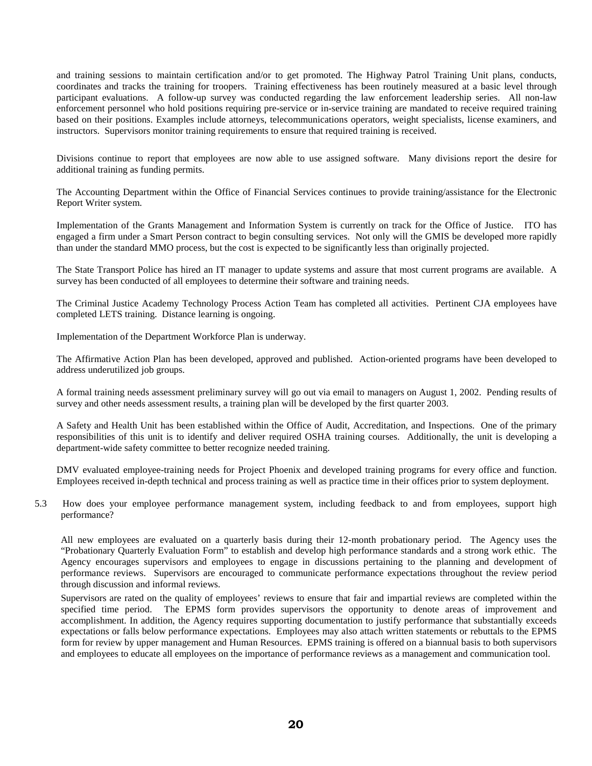and training sessions to maintain certification and/or to get promoted. The Highway Patrol Training Unit plans, conducts, coordinates and tracks the training for troopers. Training effectiveness has been routinely measured at a basic level through participant evaluations. A follow-up survey was conducted regarding the law enforcement leadership series. All non-law enforcement personnel who hold positions requiring pre-service or in-service training are mandated to receive required training based on their positions. Examples include attorneys, telecommunications operators, weight specialists, license examiners, and instructors. Supervisors monitor training requirements to ensure that required training is received.

Divisions continue to report that employees are now able to use assigned software. Many divisions report the desire for additional training as funding permits.

The Accounting Department within the Office of Financial Services continues to provide training/assistance for the Electronic Report Writer system.

Implementation of the Grants Management and Information System is currently on track for the Office of Justice. ITO has engaged a firm under a Smart Person contract to begin consulting services. Not only will the GMIS be developed more rapidly than under the standard MMO process, but the cost is expected to be significantly less than originally projected.

The State Transport Police has hired an IT manager to update systems and assure that most current programs are available. A survey has been conducted of all employees to determine their software and training needs.

The Criminal Justice Academy Technology Process Action Team has completed all activities. Pertinent CJA employees have completed LETS training. Distance learning is ongoing.

Implementation of the Department Workforce Plan is underway.

The Affirmative Action Plan has been developed, approved and published. Action-oriented programs have been developed to address underutilized job groups.

A formal training needs assessment preliminary survey will go out via email to managers on August 1, 2002. Pending results of survey and other needs assessment results, a training plan will be developed by the first quarter 2003.

A Safety and Health Unit has been established within the Office of Audit, Accreditation, and Inspections. One of the primary responsibilities of this unit is to identify and deliver required OSHA training courses. Additionally, the unit is developing a department-wide safety committee to better recognize needed training.

DMV evaluated employee-training needs for Project Phoenix and developed training programs for every office and function. Employees received in-depth technical and process training as well as practice time in their offices prior to system deployment.

5.3 How does your employee performance management system, including feedback to and from employees, support high performance?

All new employees are evaluated on a quarterly basis during their 12-month probationary period. The Agency uses the "Probationary Quarterly Evaluation Form" to establish and develop high performance standards and a strong work ethic. The Agency encourages supervisors and employees to engage in discussions pertaining to the planning and development of performance reviews. Supervisors are encouraged to communicate performance expectations throughout the review period through discussion and informal reviews.

Supervisors are rated on the quality of employees' reviews to ensure that fair and impartial reviews are completed within the specified time period. The EPMS form provides supervisors the opportunity to denote areas of improvement and accomplishment. In addition, the Agency requires supporting documentation to justify performance that substantially exceeds expectations or falls below performance expectations. Employees may also attach written statements or rebuttals to the EPMS form for review by upper management and Human Resources. EPMS training is offered on a biannual basis to both supervisors and employees to educate all employees on the importance of performance reviews as a management and communication tool.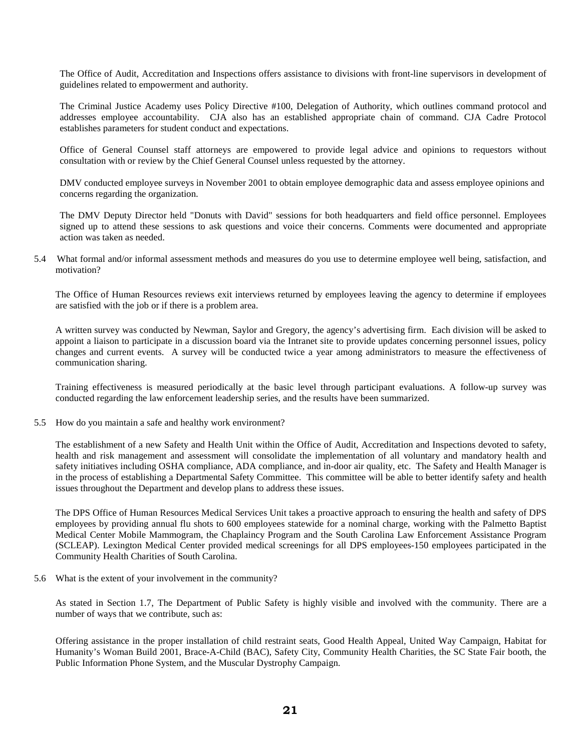The Office of Audit, Accreditation and Inspections offers assistance to divisions with front-line supervisors in development of guidelines related to empowerment and authority.

The Criminal Justice Academy uses Policy Directive #100, Delegation of Authority, which outlines command protocol and addresses employee accountability. CJA also has an established appropriate chain of command. CJA Cadre Protocol establishes parameters for student conduct and expectations.

Office of General Counsel staff attorneys are empowered to provide legal advice and opinions to requestors without consultation with or review by the Chief General Counsel unless requested by the attorney.

DMV conducted employee surveys in November 2001 to obtain employee demographic data and assess employee opinions and concerns regarding the organization.

The DMV Deputy Director held "Donuts with David" sessions for both headquarters and field office personnel. Employees signed up to attend these sessions to ask questions and voice their concerns. Comments were documented and appropriate action was taken as needed.

5.4 What formal and/or informal assessment methods and measures do you use to determine employee well being, satisfaction, and motivation?

The Office of Human Resources reviews exit interviews returned by employees leaving the agency to determine if employees are satisfied with the job or if there is a problem area.

A written survey was conducted by Newman, Saylor and Gregory, the agency's advertising firm. Each division will be asked to appoint a liaison to participate in a discussion board via the Intranet site to provide updates concerning personnel issues, policy changes and current events. A survey will be conducted twice a year among administrators to measure the effectiveness of communication sharing.

Training effectiveness is measured periodically at the basic level through participant evaluations. A follow-up survey was conducted regarding the law enforcement leadership series, and the results have been summarized.

5.5 How do you maintain a safe and healthy work environment?

The establishment of a new Safety and Health Unit within the Office of Audit, Accreditation and Inspections devoted to safety, health and risk management and assessment will consolidate the implementation of all voluntary and mandatory health and safety initiatives including OSHA compliance, ADA compliance, and in-door air quality, etc. The Safety and Health Manager is in the process of establishing a Departmental Safety Committee. This committee will be able to better identify safety and health issues throughout the Department and develop plans to address these issues.

The DPS Office of Human Resources Medical Services Unit takes a proactive approach to ensuring the health and safety of DPS employees by providing annual flu shots to 600 employees statewide for a nominal charge, working with the Palmetto Baptist Medical Center Mobile Mammogram, the Chaplaincy Program and the South Carolina Law Enforcement Assistance Program (SCLEAP). Lexington Medical Center provided medical screenings for all DPS employees-150 employees participated in the Community Health Charities of South Carolina.

5.6 What is the extent of your involvement in the community?

As stated in Section 1.7, The Department of Public Safety is highly visible and involved with the community. There are a number of ways that we contribute, such as:

Offering assistance in the proper installation of child restraint seats, Good Health Appeal, United Way Campaign, Habitat for Humanity's Woman Build 2001, Brace-A-Child (BAC), Safety City, Community Health Charities, the SC State Fair booth, the Public Information Phone System, and the Muscular Dystrophy Campaign.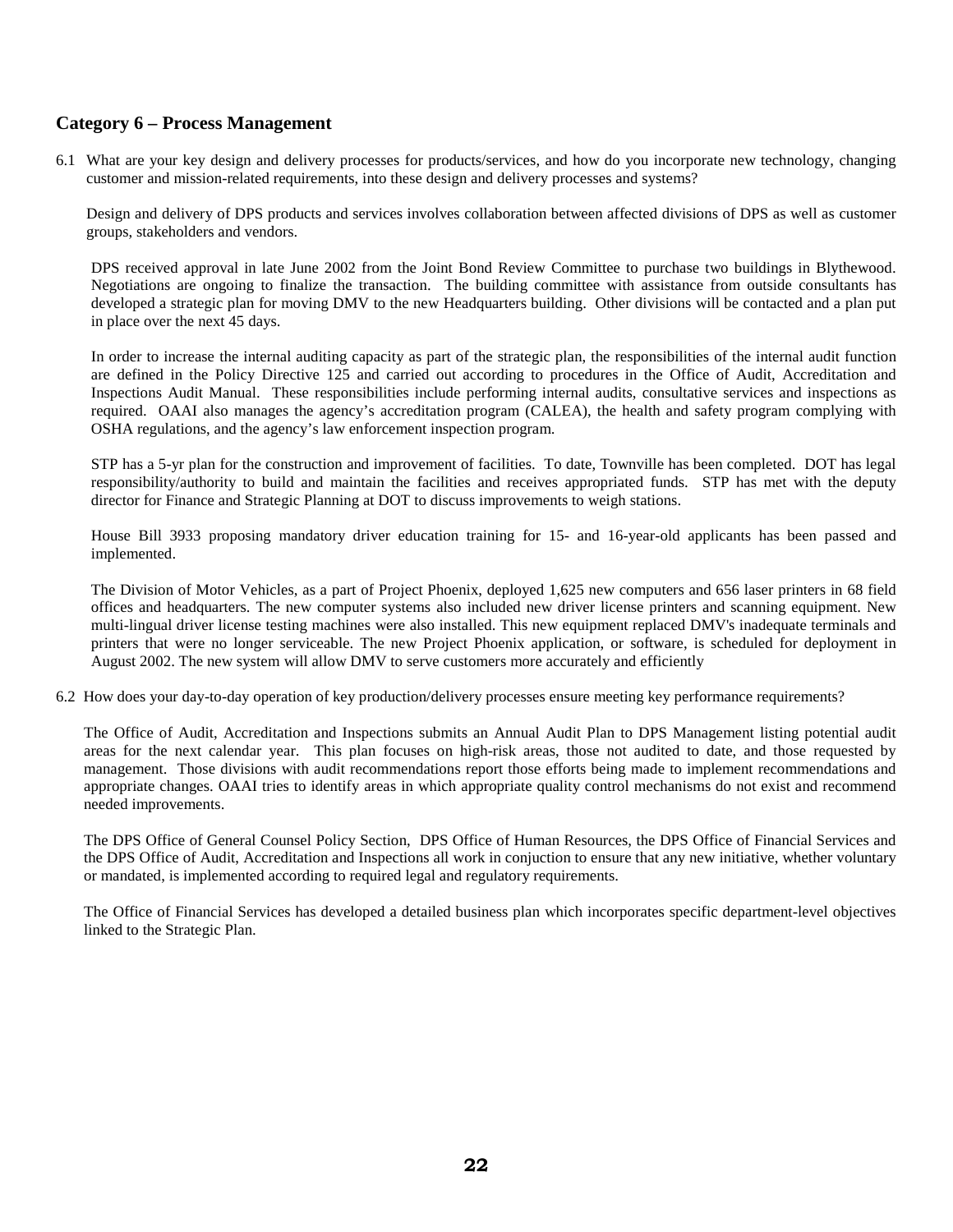## Category 6 – Process Management

6.1 What are your key design and delivery processes for products/services, and how do you incorporate new technology, changing customer and mission-related requirements, into these design and delivery processes and systems?

Design and delivery of DPS products and services involves collaboration between affected divisions of DPS as well as customer groups, stakeholders and vendors.

DPS received approval in late June 2002 from the Joint Bond Review Committee to purchase two buildings in Blythewood. Negotiations are ongoing to finalize the transaction. The building committee with assistance from outside consultants has developed a strategic plan for moving DMV to the new Headquarters building. Other divisions will be contacted and a plan put in place over the next 45 days.

In order to increase the internal auditing capacity as part of the strategic plan, the responsibilities of the internal audit function are defined in the Policy Directive 125 and carried out according to procedures in the Office of Audit, Accreditation and Inspections Audit Manual. These responsibilities include performing internal audits, consultative services and inspections as required. OAAI also manages the agency's accreditation program (CALEA), the health and safety program complying with OSHA regulations, and the agency's law enforcement inspection program.

STP has a 5-yr plan for the construction and improvement of facilities. To date, Townville has been completed. DOT has legal responsibility/authority to build and maintain the facilities and receives appropriated funds. STP has met with the deputy director for Finance and Strategic Planning at DOT to discuss improvements to weigh stations.

House Bill 3933 proposing mandatory driver education training for 15- and 16-year-old applicants has been passed and implemented.

The Division of Motor Vehicles, as a part of Project Phoenix, deployed 1,625 new computers and 656 laser printers in 68 field offices and headquarters. The new computer systems also included new driver license printers and scanning equipment. New multi-lingual driver license testing machines were also installed. This new equipment replaced DMV's inadequate terminals and printers that were no longer serviceable. The new Project Phoenix application, or software, is scheduled for deployment in August 2002. The new system will allow DMV to serve customers more accurately and efficiently

6.2 How does your day-to-day operation of key production/delivery processes ensure meeting key performance requirements?

The Office of Audit, Accreditation and Inspections submits an Annual Audit Plan to DPS Management listing potential audit areas for the next calendar year. This plan focuses on high-risk areas, those not audited to date, and those requested by management. Those divisions with audit recommendations report those efforts being made to implement recommendations and appropriate changes. OAAI tries to identify areas in which appropriate quality control mechanisms do not exist and recommend needed improvements.

The DPS Office of General Counsel Policy Section, DPS Office of Human Resources, the DPS Office of Financial Services and the DPS Office of Audit, Accreditation and Inspections all work in conjuction to ensure that any new initiative, whether voluntary or mandated, is implemented according to required legal and regulatory requirements.

The Office of Financial Services has developed a detailed business plan which incorporates specific department-level objectives linked to the Strategic Plan.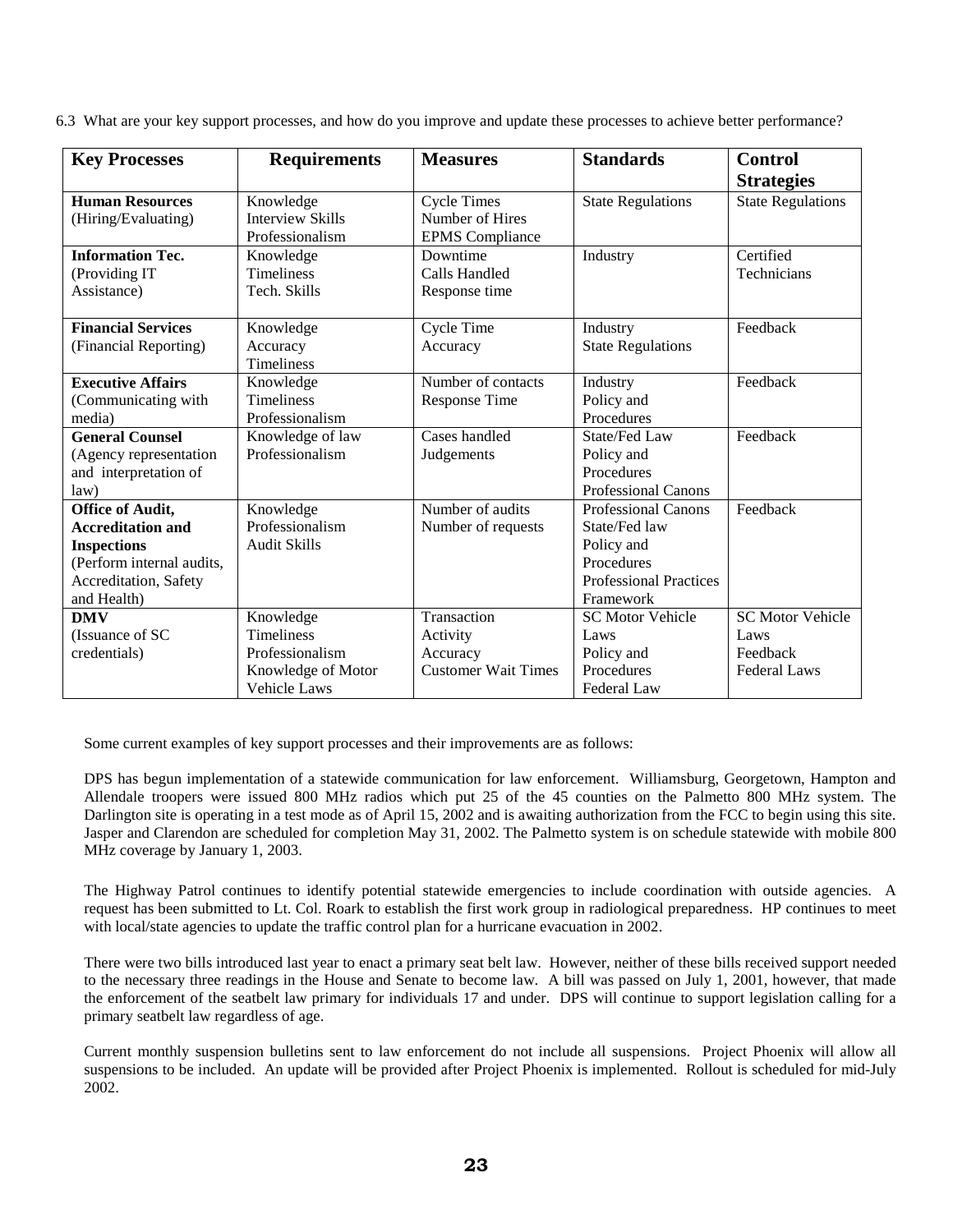6.3 What are your key support processes, and how do you improve and update these processes to achieve better performance?

| Key Processes | Requirements | Measures | Standards | Control Strategies |
|---|---|---|---|---|
| **Human Resources** (Hiring/Evaluating) | Knowledge<br>Interview Skills<br>Professionalism | Cycle Times<br>Number of Hires<br>EPMS Compliance | State Regulations | State Regulations |
| **Information Tec.** (Providing IT Assistance) | Knowledge<br>Timeliness<br>Tech. Skills | Downtime<br>Calls Handled<br>Response time | Industry | Certified Technicians |
| **Financial Services** (Financial Reporting) | Knowledge<br>Accuracy<br>Timeliness | Cycle Time<br>Accuracy | Industry<br>State Regulations | Feedback |
| **Executive Affairs** (Communicating with media) | Knowledge<br>Timeliness<br>Professionalism | Number of contacts<br>Response Time | Industry<br>Policy and Procedures | Feedback |
| **General Counsel** (Agency representation and interpretation of law) | Knowledge of law<br>Professionalism | Cases handled<br>Judgements | State/Fed Law<br>Policy and Procedures<br>Professional Canons | Feedback |
| **Office of Audit, Accreditation and Inspections** (Perform internal audits, Accreditation, Safety and Health) | Knowledge<br>Professionalism<br>Audit Skills | Number of audits<br>Number of requests | Professional Canons<br>State/Fed law<br>Policy and Procedures<br>Professional Practices Framework | Feedback |
| **DMV** (Issuance of SC credentials) | Knowledge<br>Timeliness<br>Professionalism<br>Knowledge of Motor Vehicle Laws | Transaction Activity<br>Accuracy<br>Customer Wait Times | SC Motor Vehicle Laws<br>Policy and Procedures<br>Federal Law | SC Motor Vehicle Laws<br>Feedback<br>Federal Laws |

Some current examples of key support processes and their improvements are as follows:

DPS has begun implementation of a statewide communication for law enforcement. Williamsburg, Georgetown, Hampton and Allendale troopers were issued 800 MHz radios which put 25 of the 45 counties on the Palmetto 800 MHz system. The Darlington site is operating in a test mode as of April 15, 2002 and is awaiting authorization from the FCC to begin using this site. Jasper and Clarendon are scheduled for completion May 31, 2002. The Palmetto system is on schedule statewide with mobile 800 MHz coverage by January 1, 2003.

The Highway Patrol continues to identify potential statewide emergencies to include coordination with outside agencies. A request has been submitted to Lt. Col. Roark to establish the first work group in radiological preparedness. HP continues to meet with local/state agencies to update the traffic control plan for a hurricane evacuation in 2002.

There were two bills introduced last year to enact a primary seat belt law. However, neither of these bills received support needed to the necessary three readings in the House and Senate to become law. A bill was passed on July 1, 2001, however, that made the enforcement of the seatbelt law primary for individuals 17 and under. DPS will continue to support legislation calling for a primary seatbelt law regardless of age.

Current monthly suspension bulletins sent to law enforcement do not include all suspensions. Project Phoenix will allow all suspensions to be included. An update will be provided after Project Phoenix is implemented. Rollout is scheduled for mid-July 2002.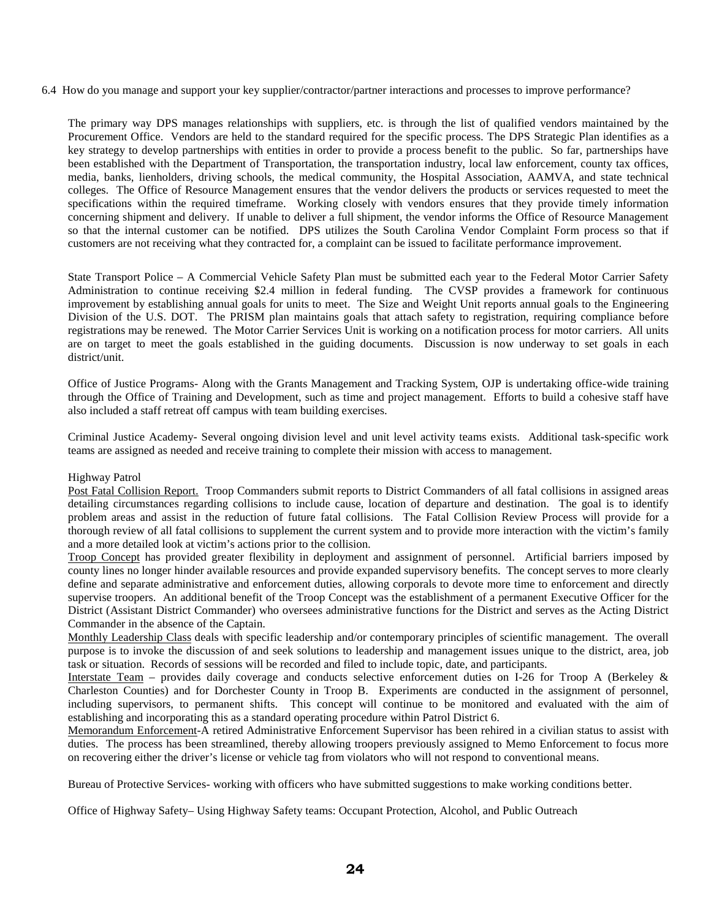6.4 How do you manage and support your key supplier/contractor/partner interactions and processes to improve performance?

The primary way DPS manages relationships with suppliers, etc. is through the list of qualified vendors maintained by the Procurement Office. Vendors are held to the standard required for the specific process. The DPS Strategic Plan identifies as a key strategy to develop partnerships with entities in order to provide a process benefit to the public. So far, partnerships have been established with the Department of Transportation, the transportation industry, local law enforcement, county tax offices, media, banks, lienholders, driving schools, the medical community, the Hospital Association, AAMVA, and state technical colleges. The Office of Resource Management ensures that the vendor delivers the products or services requested to meet the specifications within the required timeframe. Working closely with vendors ensures that they provide timely information concerning shipment and delivery. If unable to deliver a full shipment, the vendor informs the Office of Resource Management so that the internal customer can be notified. DPS utilizes the South Carolina Vendor Complaint Form process so that if customers are not receiving what they contracted for, a complaint can be issued to facilitate performance improvement.

State Transport Police – A Commercial Vehicle Safety Plan must be submitted each year to the Federal Motor Carrier Safety Administration to continue receiving $2.4 million in federal funding. The CVSP provides a framework for continuous improvement by establishing annual goals for units to meet. The Size and Weight Unit reports annual goals to the Engineering Division of the U.S. DOT. The PRISM plan maintains goals that attach safety to registration, requiring compliance before registrations may be renewed. The Motor Carrier Services Unit is working on a notification process for motor carriers. All units are on target to meet the goals established in the guiding documents. Discussion is now underway to set goals in each district/unit.

Office of Justice Programs- Along with the Grants Management and Tracking System, OJP is undertaking office-wide training through the Office of Training and Development, such as time and project management. Efforts to build a cohesive staff have also included a staff retreat off campus with team building exercises.

Criminal Justice Academy- Several ongoing division level and unit level activity teams exists. Additional task-specific work teams are assigned as needed and receive training to complete their mission with access to management.

Highway Patrol

<u>Post Fatal Collision Report.</u> Troop Commanders submit reports to District Commanders of all fatal collisions in assigned areas detailing circumstances regarding collisions to include cause, location of departure and destination. The goal is to identify problem areas and assist in the reduction of future fatal collisions. The Fatal Collision Review Process will provide for a thorough review of all fatal collisions to supplement the current system and to provide more interaction with the victim's family and a more detailed look at victim's actions prior to the collision.

<u>Troop Concept</u> has provided greater flexibility in deployment and assignment of personnel. Artificial barriers imposed by county lines no longer hinder available resources and provide expanded supervisory benefits. The concept serves to more clearly define and separate administrative and enforcement duties, allowing corporals to devote more time to enforcement and directly supervise troopers. An additional benefit of the Troop Concept was the establishment of a permanent Executive Officer for the District (Assistant District Commander) who oversees administrative functions for the District and serves as the Acting District Commander in the absence of the Captain.

<u>Monthly Leadership Class</u> deals with specific leadership and/or contemporary principles of scientific management. The overall purpose is to invoke the discussion of and seek solutions to leadership and management issues unique to the district, area, job task or situation. Records of sessions will be recorded and filed to include topic, date, and participants.

<u>Interstate Team</u> – provides daily coverage and conducts selective enforcement duties on I-26 for Troop A (Berkeley & Charleston Counties) and for Dorchester County in Troop B. Experiments are conducted in the assignment of personnel, including supervisors, to permanent shifts. This concept will continue to be monitored and evaluated with the aim of establishing and incorporating this as a standard operating procedure within Patrol District 6.

<u>Memorandum Enforcement</u>-A retired Administrative Enforcement Supervisor has been rehired in a civilian status to assist with duties. The process has been streamlined, thereby allowing troopers previously assigned to Memo Enforcement to focus more on recovering either the driver's license or vehicle tag from violators who will not respond to conventional means.

Bureau of Protective Services- working with officers who have submitted suggestions to make working conditions better.

Office of Highway Safety– Using Highway Safety teams: Occupant Protection, Alcohol, and Public Outreach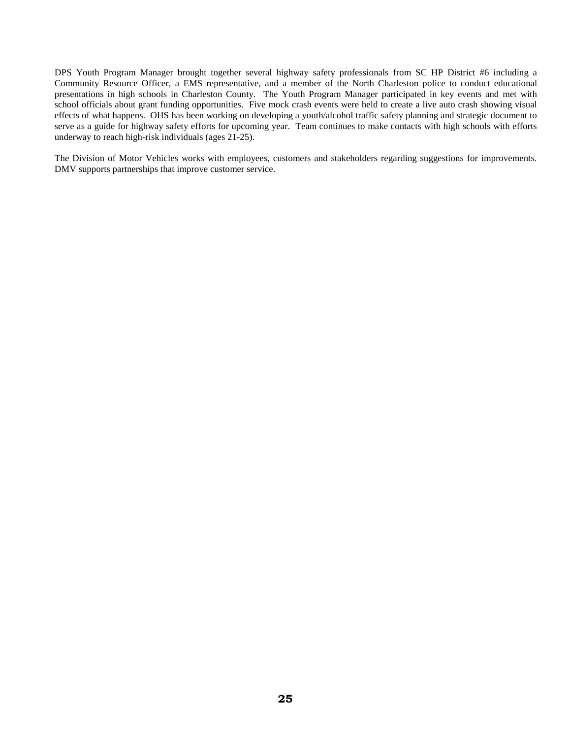DPS Youth Program Manager brought together several highway safety professionals from SC HP District #6 including a Community Resource Officer, a EMS representative, and a member of the North Charleston police to conduct educational presentations in high schools in Charleston County. The Youth Program Manager participated in key events and met with school officials about grant funding opportunities. Five mock crash events were held to create a live auto crash showing visual effects of what happens. OHS has been working on developing a youth/alcohol traffic safety planning and strategic document to serve as a guide for highway safety efforts for upcoming year. Team continues to make contacts with high schools with efforts underway to reach high-risk individuals (ages 21-25).

The Division of Motor Vehicles works with employees, customers and stakeholders regarding suggestions for improvements. DMV supports partnerships that improve customer service.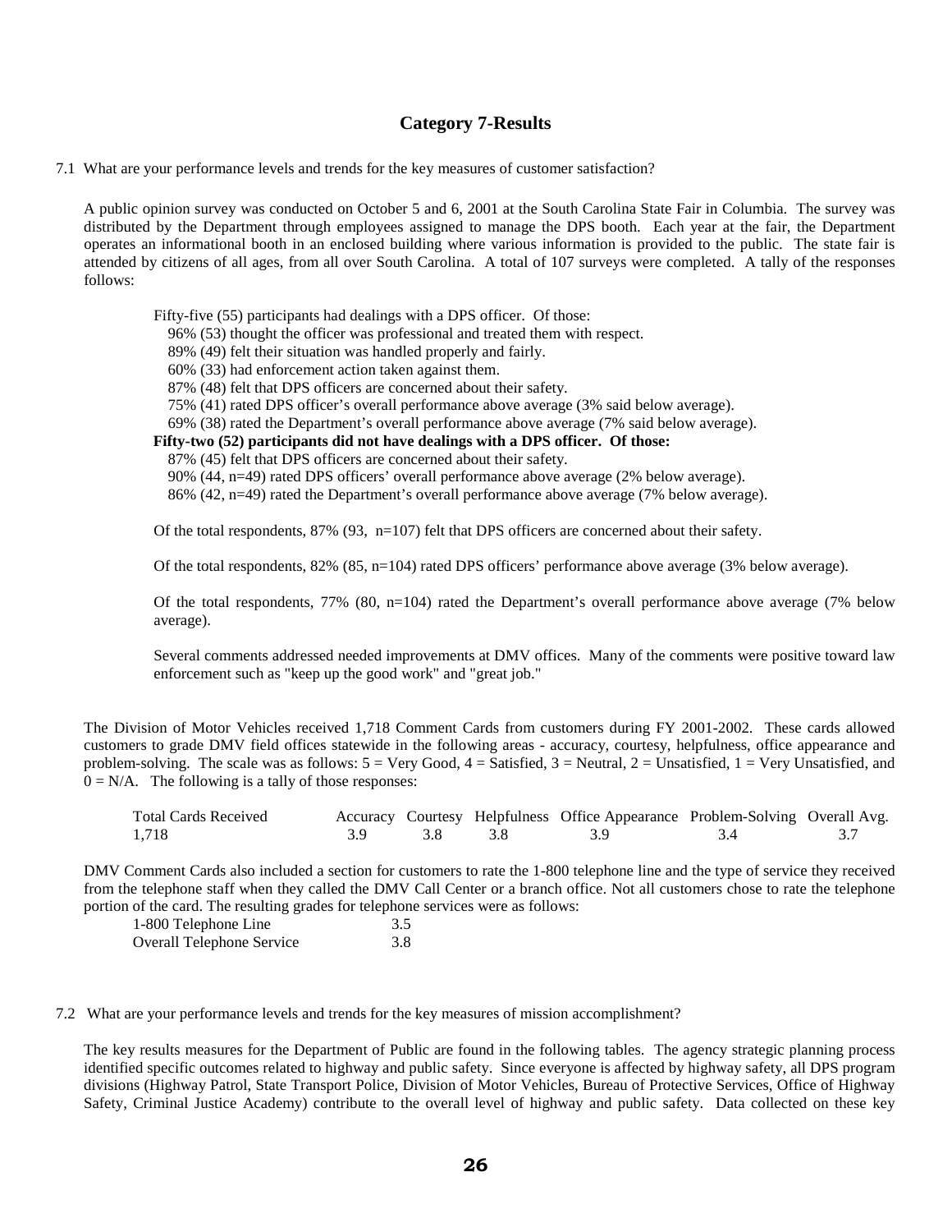## Category 7-Results

7.1 What are your performance levels and trends for the key measures of customer satisfaction?

A public opinion survey was conducted on October 5 and 6, 2001 at the South Carolina State Fair in Columbia. The survey was distributed by the Department through employees assigned to manage the DPS booth. Each year at the fair, the Department operates an informational booth in an enclosed building where various information is provided to the public. The state fair is attended by citizens of all ages, from all over South Carolina. A total of 107 surveys were completed. A tally of the responses follows:

Fifty-five (55) participants had dealings with a DPS officer. Of those:
- 96% (53) thought the officer was professional and treated them with respect.
- 89% (49) felt their situation was handled properly and fairly.
- 60% (33) had enforcement action taken against them.
- 87% (48) felt that DPS officers are concerned about their safety.
- 75% (41) rated DPS officer's overall performance above average (3% said below average).
- 69% (38) rated the Department's overall performance above average (7% said below average).

**Fifty-two (52) participants did not have dealings with a DPS officer. Of those:**
- 87% (45) felt that DPS officers are concerned about their safety.
- 90% (44, n=49) rated DPS officers' overall performance above average (2% below average).
- 86% (42, n=49) rated the Department's overall performance above average (7% below average).

Of the total respondents, 87% (93, n=107) felt that DPS officers are concerned about their safety.

Of the total respondents, 82% (85, n=104) rated DPS officers' performance above average (3% below average).

Of the total respondents, 77% (80, n=104) rated the Department's overall performance above average (7% below average).

Several comments addressed needed improvements at DMV offices. Many of the comments were positive toward law enforcement such as "keep up the good work" and "great job."

The Division of Motor Vehicles received 1,718 Comment Cards from customers during FY 2001-2002. These cards allowed customers to grade DMV field offices statewide in the following areas - accuracy, courtesy, helpfulness, office appearance and problem-solving. The scale was as follows: 5 = Very Good, 4 = Satisfied, 3 = Neutral, 2 = Unsatisfied, 1 = Very Unsatisfied, and 0 = N/A. The following is a tally of those responses:

| Total Cards Received | Accuracy | Courtesy | Helpfulness | Office Appearance | Problem-Solving | Overall Avg. |
|---|---|---|---|---|---|---|
| 1,718 | 3.9 | 3.8 | 3.8 | 3.9 | 3.4 | 3.7 |

DMV Comment Cards also included a section for customers to rate the 1-800 telephone line and the type of service they received from the telephone staff when they called the DMV Call Center or a branch office. Not all customers chose to rate the telephone portion of the card. The resulting grades for telephone services were as follows:

| | |
|---|---|
| 1-800 Telephone Line | 3.5 |
| Overall Telephone Service | 3.8 |

7.2 What are your performance levels and trends for the key measures of mission accomplishment?

The key results measures for the Department of Public are found in the following tables. The agency strategic planning process identified specific outcomes related to highway and public safety. Since everyone is affected by highway safety, all DPS program divisions (Highway Patrol, State Transport Police, Division of Motor Vehicles, Bureau of Protective Services, Office of Highway Safety, Criminal Justice Academy) contribute to the overall level of highway and public safety. Data collected on these key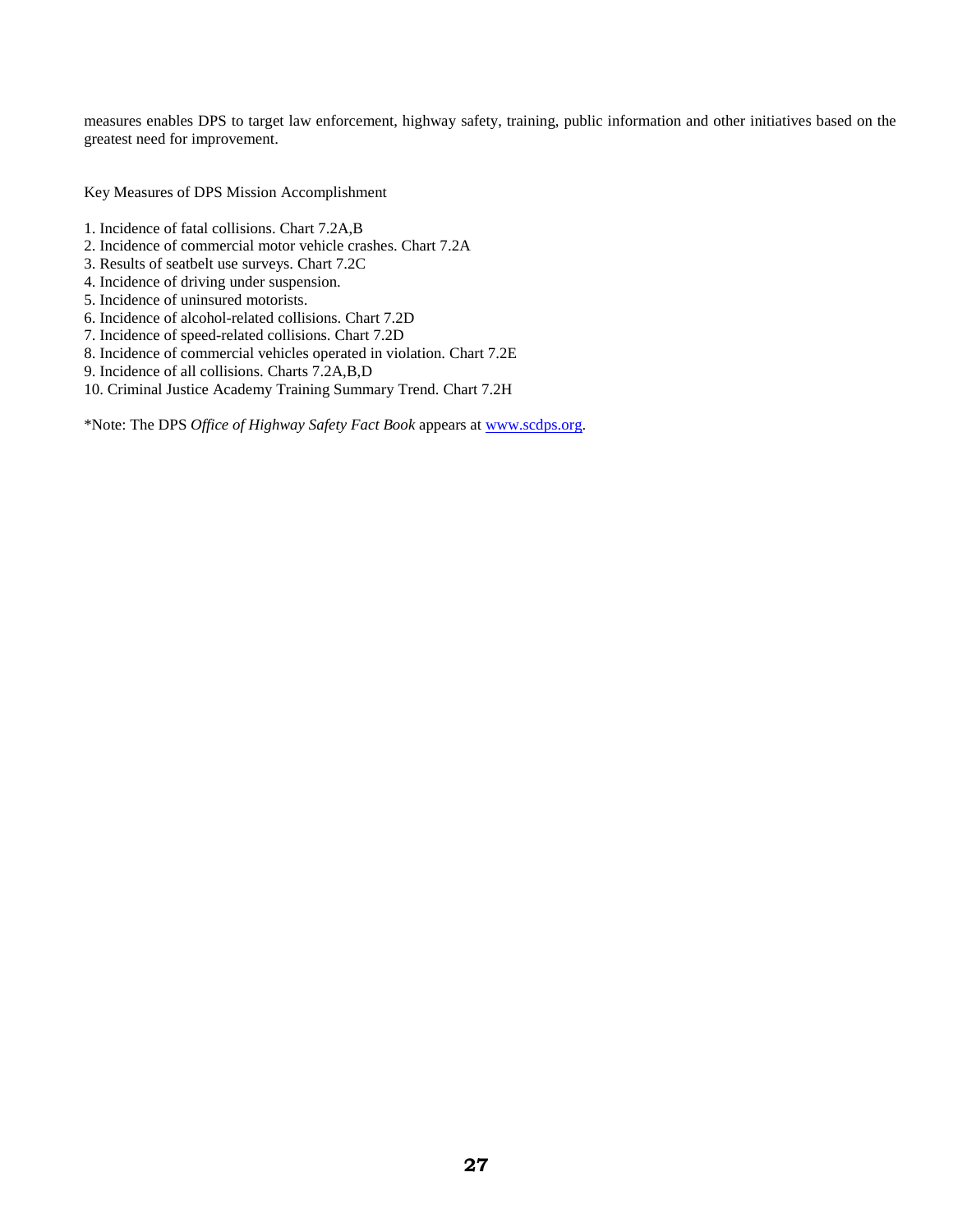measures enables DPS to target law enforcement, highway safety, training, public information and other initiatives based on the greatest need for improvement.

Key Measures of DPS Mission Accomplishment

1. Incidence of fatal collisions. Chart 7.2A,B
2. Incidence of commercial motor vehicle crashes. Chart 7.2A
3. Results of seatbelt use surveys. Chart 7.2C
4. Incidence of driving under suspension.
5. Incidence of uninsured motorists.
6. Incidence of alcohol-related collisions. Chart 7.2D
7. Incidence of speed-related collisions. Chart 7.2D
8. Incidence of commercial vehicles operated in violation. Chart 7.2E
9. Incidence of all collisions. Charts 7.2A,B,D
10. Criminal Justice Academy Training Summary Trend. Chart 7.2H

*Note: The DPS *Office of Highway Safety Fact Book* appears at [www.scdps.org](http://www.scdps.org).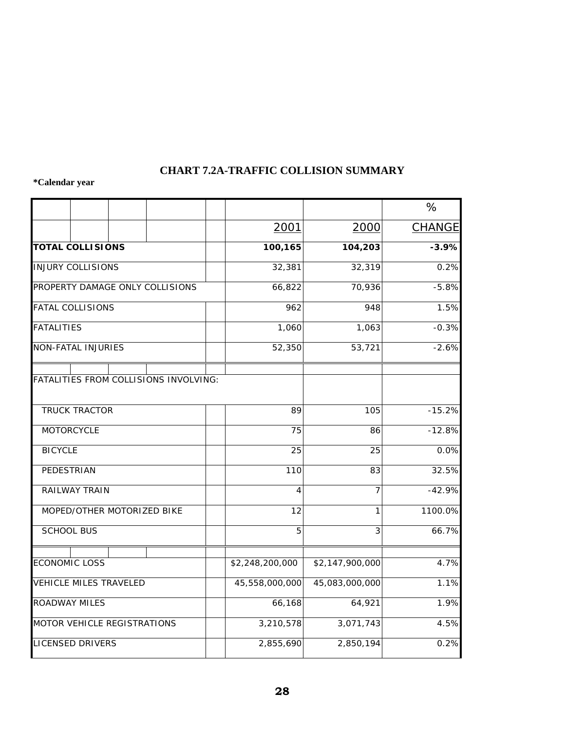## CHART 7.2A-TRAFFIC COLLISION SUMMARY

**\*Calendar year**

| | 2001 | 2000 | % CHANGE |
|---|---|---|---|
| **TOTAL COLLISIONS** | **100,165** | **104,203** | **-3.9%** |
| INJURY COLLISIONS | 32,381 | 32,319 | 0.2% |
| PROPERTY DAMAGE ONLY COLLISIONS | 66,822 | 70,936 | -5.8% |
| FATAL COLLISIONS | 962 | 948 | 1.5% |
| FATALITIES | 1,060 | 1,063 | -0.3% |
| NON-FATAL INJURIES | 52,350 | 53,721 | -2.6% |
| | | | |
| FATALITIES FROM COLLISIONS INVOLVING: | | | |
| TRUCK TRACTOR | 89 | 105 | -15.2% |
| MOTORCYCLE | 75 | 86 | -12.8% |
| BICYCLE | 25 | 25 | 0.0% |
| PEDESTRIAN | 110 | 83 | 32.5% |
| RAILWAY TRAIN | 4 | 7 | -42.9% |
| MOPED/OTHER MOTORIZED BIKE | 12 | 1 | 1100.0% |
| SCHOOL BUS | 5 | 3 | 66.7% |
| | | | |
| ECONOMIC LOSS | $2,248,200,000 | $2,147,900,000 | 4.7% |
| VEHICLE MILES TRAVELED | 45,558,000,000 | 45,083,000,000 | 1.1% |
| ROADWAY MILES | 66,168 | 64,921 | 1.9% |
| MOTOR VEHICLE REGISTRATIONS | 3,210,578 | 3,071,743 | 4.5% |
| LICENSED DRIVERS | 2,855,690 | 2,850,194 | 0.2% |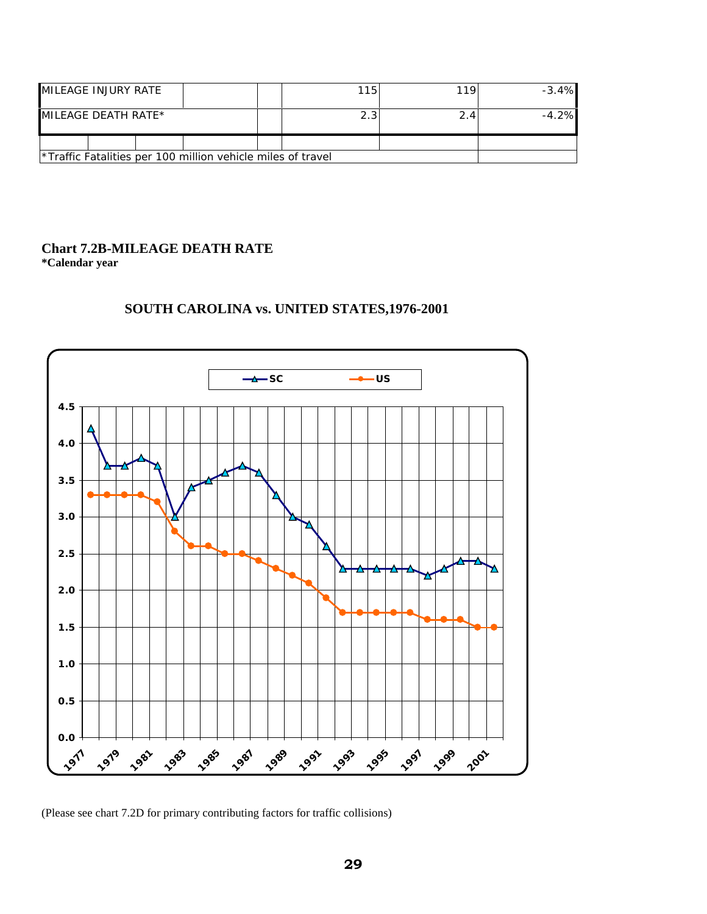| | | | | | | |
|---|---|---|---|---|---|---|
| MILEAGE INJURY RATE | | | | 115 | 119 | -3.4% |
| MILEAGE DEATH RATE* | | | | 2.3 | 2.4 | -4.2% |
| | | | | | | |
| *Traffic Fatalities per 100 million vehicle miles of travel | | | | | | |

**Chart 7.2B-MILEAGE DEATH RATE**
***Calendar year**

**SOUTH CAROLINA vs. UNITED STATES,1976-2001**

| Year | SC | US |
|---|---|---|
| 1977 | 4.2 | 3.3 |
| 1978 | 3.7 | 3.3 |
| 1979 | 3.7 | 3.3 |
| 1980 | 3.8 | 3.3 |
| 1981 | 3.7 | 3.2 |
| 1982 | 3.0 | 2.8 |
| 1983 | 3.4 | 2.6 |
| 1984 | 3.5 | 2.6 |
| 1985 | 3.6 | 2.5 |
| 1986 | 3.7 | 2.5 |
| 1987 | 3.6 | 2.4 |
| 1988 | 3.3 | 2.3 |
| 1989 | 3.0 | 2.2 |
| 1990 | 2.9 | 2.1 |
| 1991 | 2.6 | 1.9 |
| 1992 | 2.3 | 1.7 |
| 1993 | 2.3 | 1.7 |
| 1994 | 2.3 | 1.7 |
| 1995 | 2.3 | 1.7 |
| 1996 | 2.3 | 1.7 |
| 1997 | 2.2 | 1.6 |
| 1998 | 2.3 | 1.6 |
| 1999 | 2.4 | 1.6 |
| 2000 | 2.4 | 1.5 |
| 2001 | 2.3 | 1.5 |

(Please see chart 7.2D for primary contributing factors for traffic collisions)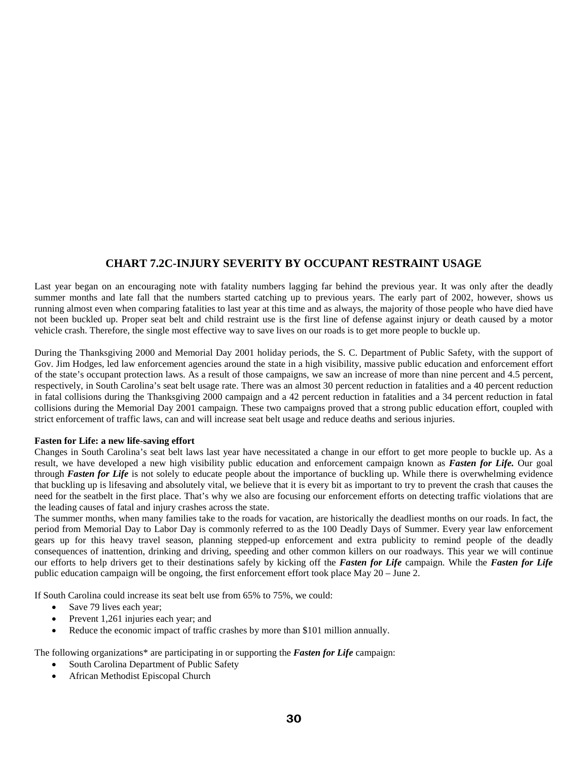## CHART 7.2C-INJURY SEVERITY BY OCCUPANT RESTRAINT USAGE

Last year began on an encouraging note with fatality numbers lagging far behind the previous year. It was only after the deadly summer months and late fall that the numbers started catching up to previous years. The early part of 2002, however, shows us running almost even when comparing fatalities to last year at this time and as always, the majority of those people who have died have not been buckled up. Proper seat belt and child restraint use is the first line of defense against injury or death caused by a motor vehicle crash. Therefore, the single most effective way to save lives on our roads is to get more people to buckle up.

During the Thanksgiving 2000 and Memorial Day 2001 holiday periods, the S. C. Department of Public Safety, with the support of Gov. Jim Hodges, led law enforcement agencies around the state in a high visibility, massive public education and enforcement effort of the state's occupant protection laws. As a result of those campaigns, we saw an increase of more than nine percent and 4.5 percent, respectively, in South Carolina's seat belt usage rate. There was an almost 30 percent reduction in fatalities and a 40 percent reduction in fatal collisions during the Thanksgiving 2000 campaign and a 42 percent reduction in fatalities and a 34 percent reduction in fatal collisions during the Memorial Day 2001 campaign. These two campaigns proved that a strong public education effort, coupled with strict enforcement of traffic laws, can and will increase seat belt usage and reduce deaths and serious injuries.

**Fasten for Life: a new life-saving effort**

Changes in South Carolina's seat belt laws last year have necessitated a change in our effort to get more people to buckle up. As a result, we have developed a new high visibility public education and enforcement campaign known as ***Fasten for Life.*** Our goal through ***Fasten for Life*** is not solely to educate people about the importance of buckling up. While there is overwhelming evidence that buckling up is lifesaving and absolutely vital, we believe that it is every bit as important to try to prevent the crash that causes the need for the seatbelt in the first place. That's why we also are focusing our enforcement efforts on detecting traffic violations that are the leading causes of fatal and injury crashes across the state.

The summer months, when many families take to the roads for vacation, are historically the deadliest months on our roads. In fact, the period from Memorial Day to Labor Day is commonly referred to as the 100 Deadly Days of Summer. Every year law enforcement gears up for this heavy travel season, planning stepped-up enforcement and extra publicity to remind people of the deadly consequences of inattention, drinking and driving, speeding and other common killers on our roadways. This year we will continue our efforts to help drivers get to their destinations safely by kicking off the ***Fasten for Life*** campaign. While the ***Fasten for Life*** public education campaign will be ongoing, the first enforcement effort took place May 20 – June 2.

If South Carolina could increase its seat belt use from 65% to 75%, we could:

- Save 79 lives each year;
- Prevent 1,261 injuries each year; and
- Reduce the economic impact of traffic crashes by more than $101 million annually.

The following organizations* are participating in or supporting the ***Fasten for Life*** campaign:

- South Carolina Department of Public Safety
- African Methodist Episcopal Church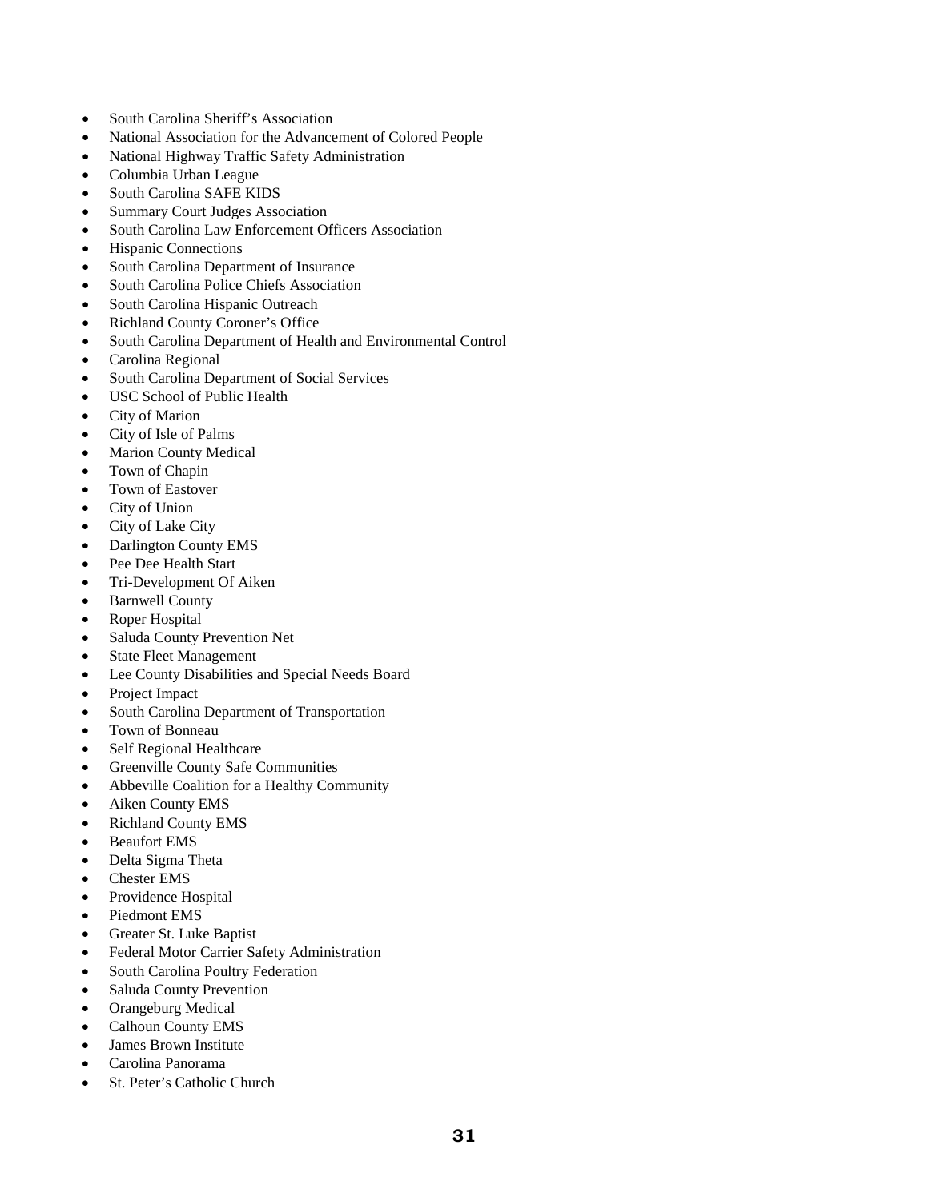- South Carolina Sheriff's Association
- National Association for the Advancement of Colored People
- National Highway Traffic Safety Administration
- Columbia Urban League
- South Carolina SAFE KIDS
- Summary Court Judges Association
- South Carolina Law Enforcement Officers Association
- Hispanic Connections
- South Carolina Department of Insurance
- South Carolina Police Chiefs Association
- South Carolina Hispanic Outreach
- Richland County Coroner's Office
- South Carolina Department of Health and Environmental Control
- Carolina Regional
- South Carolina Department of Social Services
- USC School of Public Health
- City of Marion
- City of Isle of Palms
- Marion County Medical
- Town of Chapin
- Town of Eastover
- City of Union
- City of Lake City
- Darlington County EMS
- Pee Dee Health Start
- Tri-Development Of Aiken
- Barnwell County
- Roper Hospital
- Saluda County Prevention Net
- State Fleet Management
- Lee County Disabilities and Special Needs Board
- Project Impact
- South Carolina Department of Transportation
- Town of Bonneau
- Self Regional Healthcare
- Greenville County Safe Communities
- Abbeville Coalition for a Healthy Community
- Aiken County EMS
- Richland County EMS
- Beaufort EMS
- Delta Sigma Theta
- Chester EMS
- Providence Hospital
- Piedmont EMS
- Greater St. Luke Baptist
- Federal Motor Carrier Safety Administration
- South Carolina Poultry Federation
- Saluda County Prevention
- Orangeburg Medical
- Calhoun County EMS
- James Brown Institute
- Carolina Panorama
- St. Peter's Catholic Church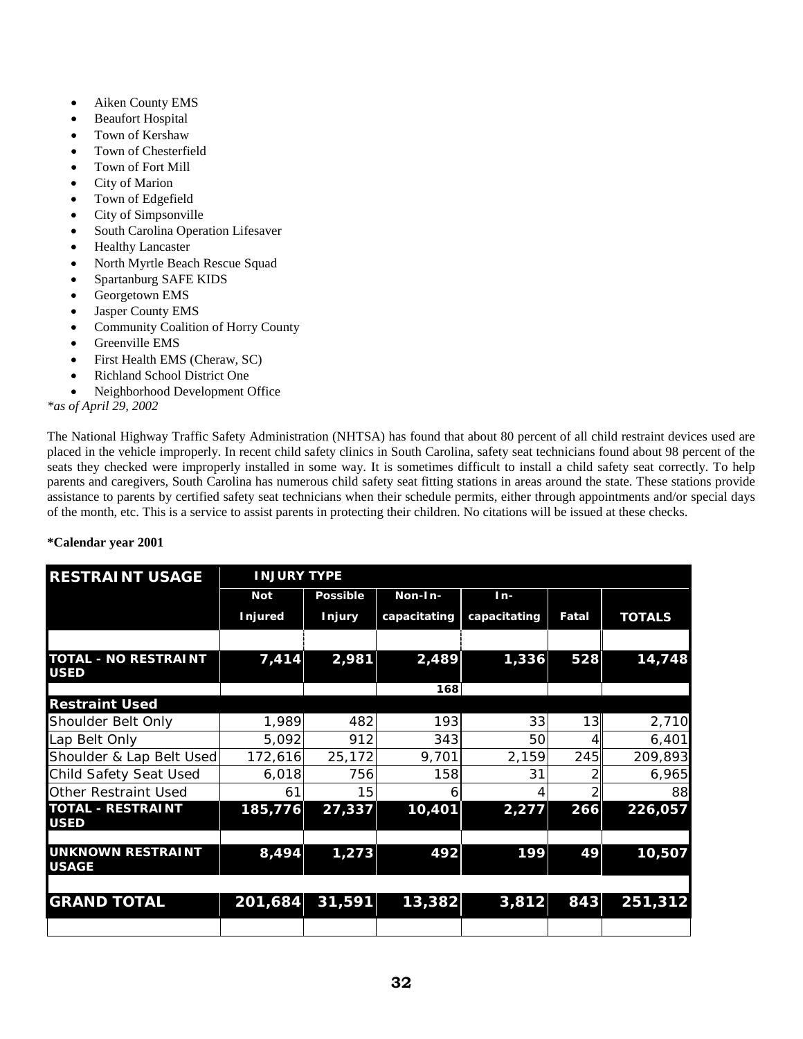- Aiken County EMS
- Beaufort Hospital
- Town of Kershaw
- Town of Chesterfield
- Town of Fort Mill
- City of Marion
- Town of Edgefield
- City of Simpsonville
- South Carolina Operation Lifesaver
- Healthy Lancaster
- North Myrtle Beach Rescue Squad
- Spartanburg SAFE KIDS
- Georgetown EMS
- Jasper County EMS
- Community Coalition of Horry County
- Greenville EMS
- First Health EMS (Cheraw, SC)
- Richland School District One
- Neighborhood Development Office

*as of April 29, 2002*

The National Highway Traffic Safety Administration (NHTSA) has found that about 80 percent of all child restraint devices used are placed in the vehicle improperly. In recent child safety clinics in South Carolina, safety seat technicians found about 98 percent of the seats they checked were improperly installed in some way. It is sometimes difficult to install a child safety seat correctly. To help parents and caregivers, South Carolina has numerous child safety seat fitting stations in areas around the state. These stations provide assistance to parents by certified safety seat technicians when their schedule permits, either through appointments and/or special days of the month, etc. This is a service to assist parents in protecting their children. No citations will be issued at these checks.

**\*Calendar year 2001**

| RESTRAINT USAGE | INJURY TYPE | | | | | |
|---|---|---|---|---|---|---|
| | Not Injured | Possible Injury | Non-In-capacitating | In-capacitating | Fatal | TOTALS |
| **TOTAL - NO RESTRAINT USED** | **7,414** | **2,981** | **2,489** | **1,336** | **528** | **14,748** |
| | | | 168 | | | |
| **Restraint Used** | | | | | | |
| Shoulder Belt Only | 1,989 | 482 | 193 | 33 | 13 | 2,710 |
| Lap Belt Only | 5,092 | 912 | 343 | 50 | 4 | 6,401 |
| Shoulder & Lap Belt Used | 172,616 | 25,172 | 9,701 | 2,159 | 245 | 209,893 |
| Child Safety Seat Used | 6,018 | 756 | 158 | 31 | 2 | 6,965 |
| Other Restraint Used | 61 | 15 | 6 | 4 | 2 | 88 |
| **TOTAL - RESTRAINT USED** | **185,776** | **27,337** | **10,401** | **2,277** | **266** | **226,057** |
| **UNKNOWN RESTRAINT USAGE** | **8,494** | **1,273** | **492** | **199** | **49** | **10,507** |
| **GRAND TOTAL** | **201,684** | **31,591** | **13,382** | **3,812** | **843** | **251,312** |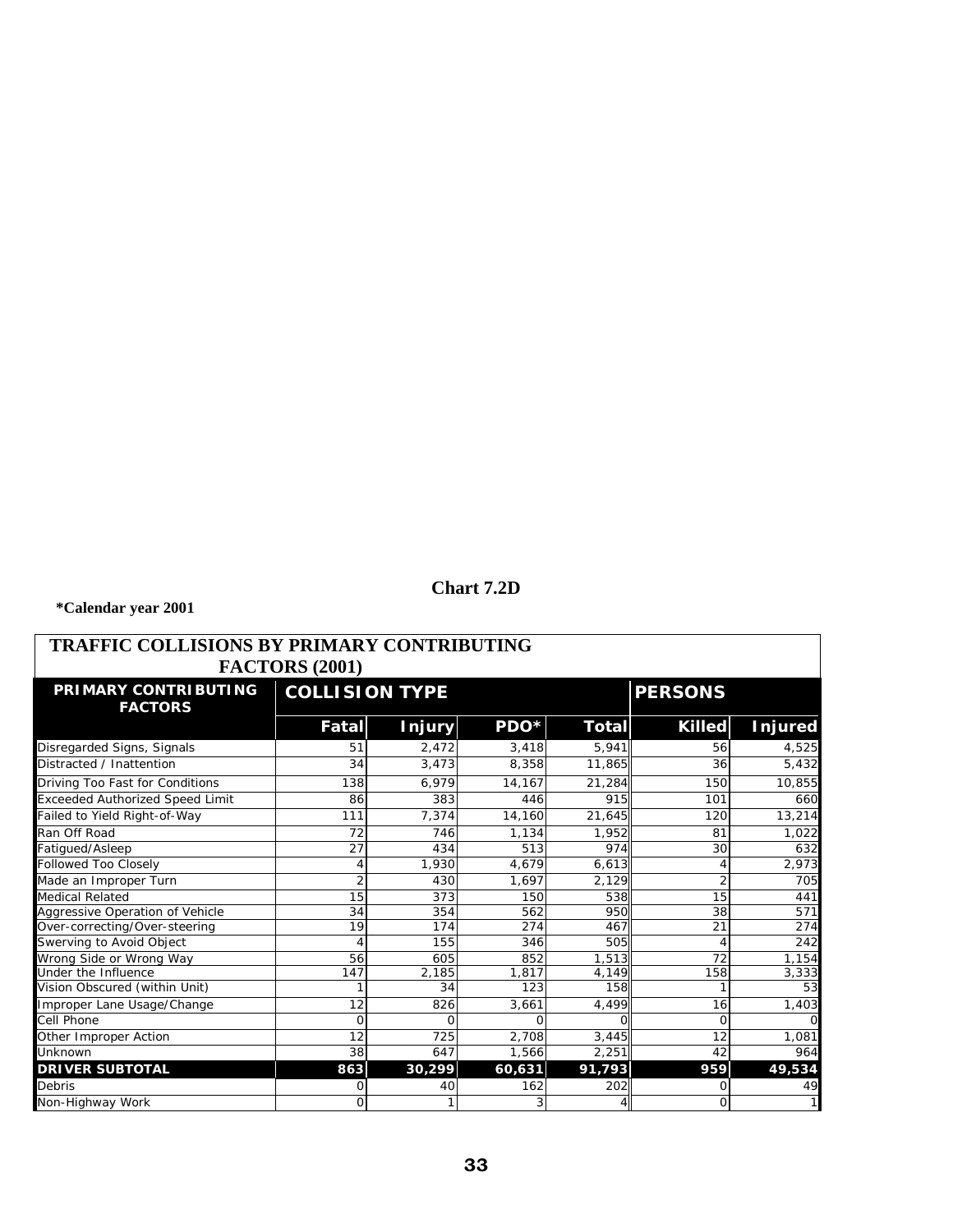**Chart 7.2D**

***Calendar year 2001**

| TRAFFIC COLLISIONS BY PRIMARY CONTRIBUTING FACTORS (2001) | | | | | | |
|---|---|---|---|---|---|---|
| **PRIMARY CONTRIBUTING FACTORS** | **COLLISION TYPE** | | | | **PERSONS** | |
| | **Fatal** | **Injury** | **PDO*** | **Total** | **Killed** | **Injured** |
| Disregarded Signs, Signals | 51 | 2,472 | 3,418 | 5,941 | 56 | 4,525 |
| Distracted / Inattention | 34 | 3,473 | 8,358 | 11,865 | 36 | 5,432 |
| Driving Too Fast for Conditions | 138 | 6,979 | 14,167 | 21,284 | 150 | 10,855 |
| Exceeded Authorized Speed Limit | 86 | 383 | 446 | 915 | 101 | 660 |
| Failed to Yield Right-of-Way | 111 | 7,374 | 14,160 | 21,645 | 120 | 13,214 |
| Ran Off Road | 72 | 746 | 1,134 | 1,952 | 81 | 1,022 |
| Fatigued/Asleep | 27 | 434 | 513 | 974 | 30 | 632 |
| Followed Too Closely | 4 | 1,930 | 4,679 | 6,613 | 4 | 2,973 |
| Made an Improper Turn | 2 | 430 | 1,697 | 2,129 | 2 | 705 |
| Medical Related | 15 | 373 | 150 | 538 | 15 | 441 |
| Aggressive Operation of Vehicle | 34 | 354 | 562 | 950 | 38 | 571 |
| Over-correcting/Over-steering | 19 | 174 | 274 | 467 | 21 | 274 |
| Swerving to Avoid Object | 4 | 155 | 346 | 505 | 4 | 242 |
| Wrong Side or Wrong Way | 56 | 605 | 852 | 1,513 | 72 | 1,154 |
| Under the Influence | 147 | 2,185 | 1,817 | 4,149 | 158 | 3,333 |
| Vision Obscured (within Unit) | 1 | 34 | 123 | 158 | 1 | 53 |
| Improper Lane Usage/Change | 12 | 826 | 3,661 | 4,499 | 16 | 1,403 |
| Cell Phone | 0 | 0 | 0 | 0 | 0 | 0 |
| Other Improper Action | 12 | 725 | 2,708 | 3,445 | 12 | 1,081 |
| Unknown | 38 | 647 | 1,566 | 2,251 | 42 | 964 |
| **DRIVER SUBTOTAL** | **863** | **30,299** | **60,631** | **91,793** | **959** | **49,534** |
| Debris | 0 | 40 | 162 | 202 | 0 | 49 |
| Non-Highway Work | 0 | 1 | 3 | 4 | 0 | 1 |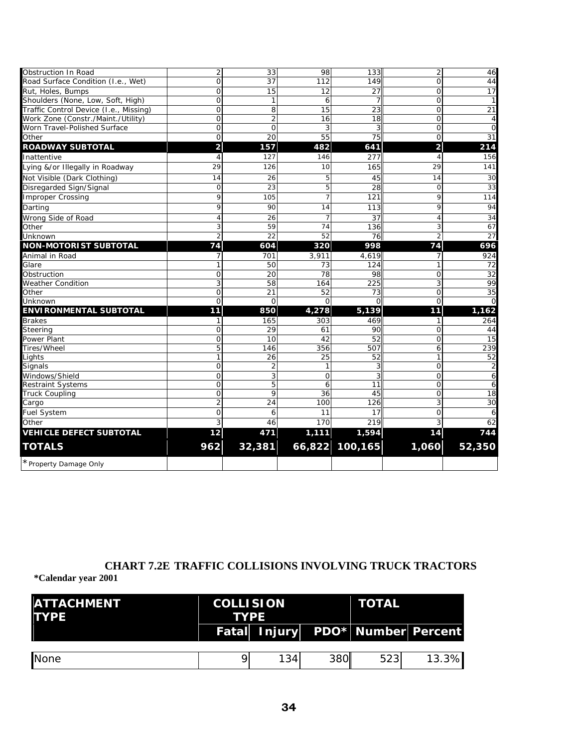| | | | | | | |
|---|---|---|---|---|---|---|
| Obstruction In Road | 2 | 33 | 98 | 133 | 2 | 46 |
| Road Surface Condition (I.e., Wet) | 0 | 37 | 112 | 149 | 0 | 44 |
| Rut, Holes, Bumps | 0 | 15 | 12 | 27 | 0 | 17 |
| Shoulders (None, Low, Soft, High) | 0 | 1 | 6 | 7 | 0 | 1 |
| Traffic Control Device (I.e., Missing) | 0 | 8 | 15 | 23 | 0 | 21 |
| Work Zone (Constr./Maint./Utility) | 0 | 2 | 16 | 18 | 0 | 4 |
| Worn Travel-Polished Surface | 0 | 0 | 3 | 3 | 0 | 0 |
| Other | 0 | 20 | 55 | 75 | 0 | 31 |
| **ROADWAY SUBTOTAL** | **2** | **157** | **482** | **641** | **2** | **214** |
| Inattentive | 4 | 127 | 146 | 277 | 4 | 156 |
| Lying &/or Illegally in Roadway | 29 | 126 | 10 | 165 | 29 | 141 |
| Not Visible (Dark Clothing) | 14 | 26 | 5 | 45 | 14 | 30 |
| Disregarded Sign/Signal | 0 | 23 | 5 | 28 | 0 | 33 |
| Improper Crossing | 9 | 105 | 7 | 121 | 9 | 114 |
| Darting | 9 | 90 | 14 | 113 | 9 | 94 |
| Wrong Side of Road | 4 | 26 | 7 | 37 | 4 | 34 |
| Other | 3 | 59 | 74 | 136 | 3 | 67 |
| Unknown | 2 | 22 | 52 | 76 | 2 | 27 |
| **NON-MOTORIST SUBTOTAL** | **74** | **604** | **320** | **998** | **74** | **696** |
| Animal in Road | 7 | 701 | 3,911 | 4,619 | 7 | 924 |
| Glare | 1 | 50 | 73 | 124 | 1 | 72 |
| Obstruction | 0 | 20 | 78 | 98 | 0 | 32 |
| Weather Condition | 3 | 58 | 164 | 225 | 3 | 99 |
| Other | 0 | 21 | 52 | 73 | 0 | 35 |
| Unknown | 0 | 0 | 0 | 0 | 0 | 0 |
| **ENVIRONMENTAL SUBTOTAL** | **11** | **850** | **4,278** | **5,139** | **11** | **1,162** |
| Brakes | 1 | 165 | 303 | 469 | 1 | 264 |
| Steering | 0 | 29 | 61 | 90 | 0 | 44 |
| Power Plant | 0 | 10 | 42 | 52 | 0 | 15 |
| Tires/Wheel | 5 | 146 | 356 | 507 | 6 | 239 |
| Lights | 1 | 26 | 25 | 52 | 1 | 52 |
| Signals | 0 | 2 | 1 | 3 | 0 | 2 |
| Windows/Shield | 0 | 3 | 0 | 3 | 0 | 6 |
| Restraint Systems | 0 | 5 | 6 | 11 | 0 | 6 |
| Truck Coupling | 0 | 9 | 36 | 45 | 0 | 18 |
| Cargo | 2 | 24 | 100 | 126 | 3 | 30 |
| Fuel System | 0 | 6 | 11 | 17 | 0 | 6 |
| Other | 3 | 46 | 170 | 219 | 3 | 62 |
| **VEHICLE DEFECT SUBTOTAL** | **12** | **471** | **1,111** | **1,594** | **14** | **744** |
| **TOTALS** | **962** | **32,381** | **66,822** | **100,165** | **1,060** | **52,350** |
| * Property Damage Only | | | | | | |

## CHART 7.2E TRAFFIC COLLISIONS INVOLVING TRUCK TRACTORS

**\*Calendar year 2001**

| ATTACHMENT TYPE | COLLISION TYPE | | | TOTAL | |
|---|---|---|---|---|---|
| | Fatal | Injury | PDO* | Number | Percent |
| None | 9 | 134 | 380 | 523 | 13.3% |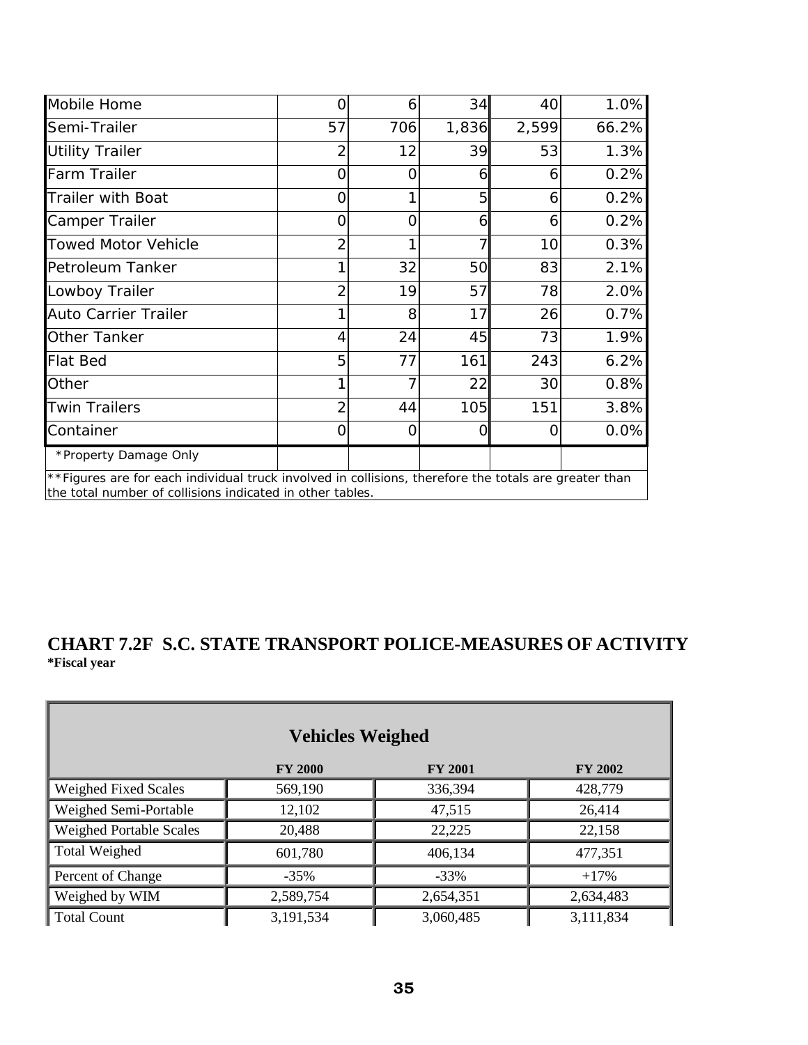| | | | | | |
|---|---|---|---|---|---|
| Mobile Home | 0 | 6 | 34 | 40 | 1.0% |
| Semi-Trailer | 57 | 706 | 1,836 | 2,599 | 66.2% |
| Utility Trailer | 2 | 12 | 39 | 53 | 1.3% |
| Farm Trailer | 0 | 0 | 6 | 6 | 0.2% |
| Trailer with Boat | 0 | 1 | 5 | 6 | 0.2% |
| Camper Trailer | 0 | 0 | 6 | 6 | 0.2% |
| Towed Motor Vehicle | 2 | 1 | 7 | 10 | 0.3% |
| Petroleum Tanker | 1 | 32 | 50 | 83 | 2.1% |
| Lowboy Trailer | 2 | 19 | 57 | 78 | 2.0% |
| Auto Carrier Trailer | 1 | 8 | 17 | 26 | 0.7% |
| Other Tanker | 4 | 24 | 45 | 73 | 1.9% |
| Flat Bed | 5 | 77 | 161 | 243 | 6.2% |
| Other | 1 | 7 | 22 | 30 | 0.8% |
| Twin Trailers | 2 | 44 | 105 | 151 | 3.8% |
| Container | 0 | 0 | 0 | 0 | 0.0% |
| *Property Damage Only | | | | | |

**Figures are for each individual truck involved in collisions, therefore the totals are greater than the total number of collisions indicated in other tables.

## CHART 7.2F S.C. STATE TRANSPORT POLICE-MEASURES OF ACTIVITY

***Fiscal year**

| Vehicles Weighed | FY 2000 | FY 2001 | FY 2002 |
|---|---|---|---|
| Weighed Fixed Scales | 569,190 | 336,394 | 428,779 |
| Weighed Semi-Portable | 12,102 | 47,515 | 26,414 |
| Weighed Portable Scales | 20,488 | 22,225 | 22,158 |
| Total Weighed | 601,780 | 406,134 | 477,351 |
| Percent of Change | -35% | -33% | +17% |
| Weighed by WIM | 2,589,754 | 2,654,351 | 2,634,483 |
| Total Count | 3,191,534 | 3,060,485 | 3,111,834 |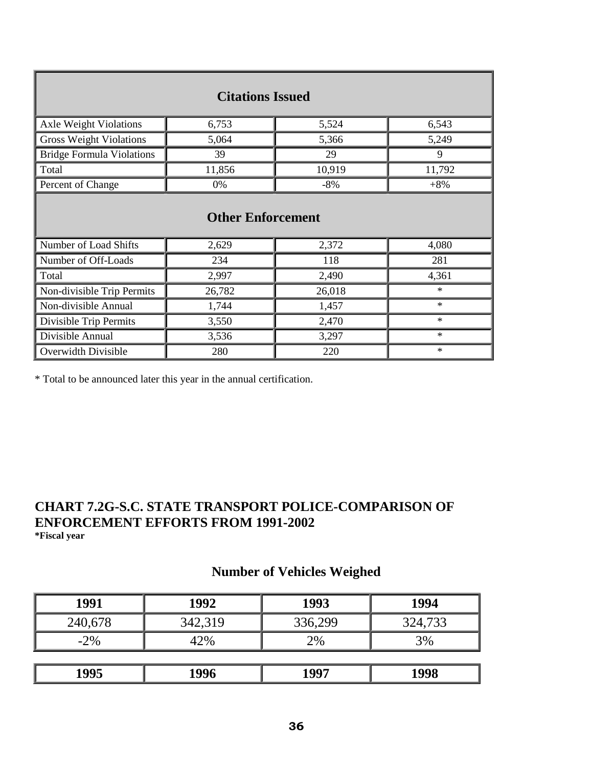| Citations Issued | | | |
|---|---|---|---|
| Axle Weight Violations | 6,753 | 5,524 | 6,543 |
| Gross Weight Violations | 5,064 | 5,366 | 5,249 |
| Bridge Formula Violations | 39 | 29 | 9 |
| Total | 11,856 | 10,919 | 11,792 |
| Percent of Change | 0% | -8% | +8% |
| **Other Enforcement** | | | |
| Number of Load Shifts | 2,629 | 2,372 | 4,080 |
| Number of Off-Loads | 234 | 118 | 281 |
| Total | 2,997 | 2,490 | 4,361 |
| Non-divisible Trip Permits | 26,782 | 26,018 | * |
| Non-divisible Annual | 1,744 | 1,457 | * |
| Divisible Trip Permits | 3,550 | 2,470 | * |
| Divisible Annual | 3,536 | 3,297 | * |
| Overwidth Divisible | 280 | 220 | * |

* Total to be announced later this year in the annual certification.

## CHART 7.2G-S.C. STATE TRANSPORT POLICE-COMPARISON OF ENFORCEMENT EFFORTS FROM 1991-2002

**\*Fiscal year**

### Number of Vehicles Weighed

| 1991 | 1992 | 1993 | 1994 |
|---|---|---|---|
| 240,678 | 342,319 | 336,299 | 324,733 |
| -2% | 42% | 2% | 3% |

| 1995 | 1996 | 1997 | 1998 |
|---|---|---|---|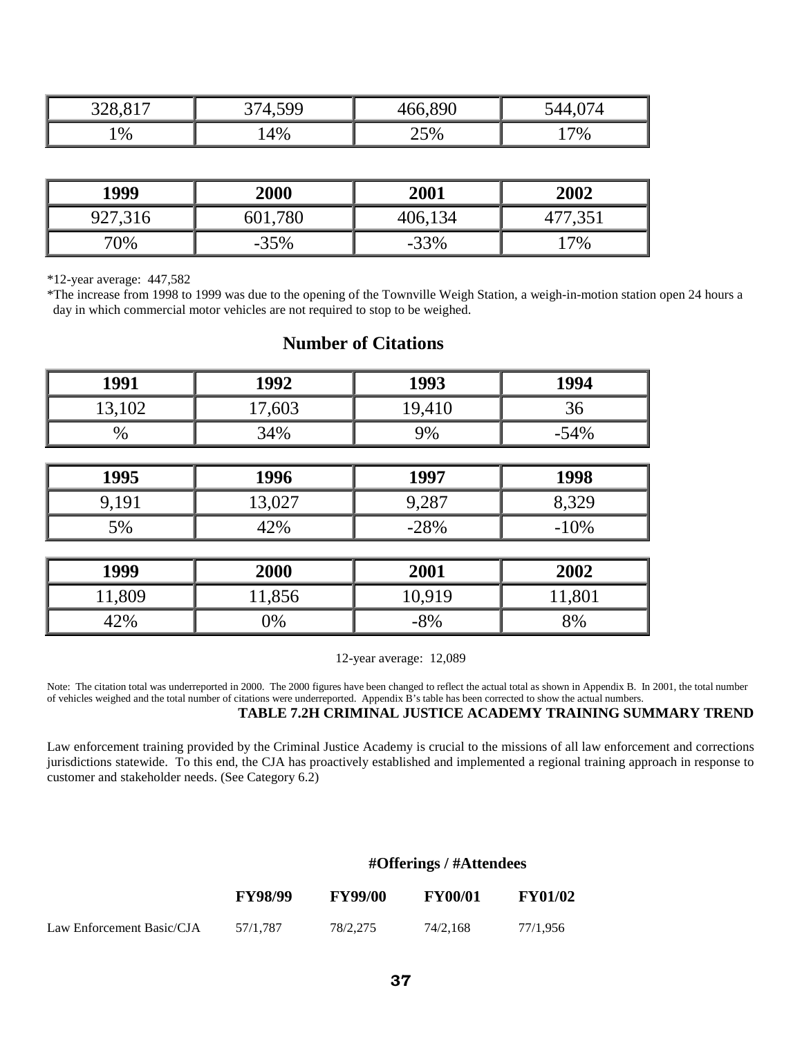| 328,817 | 374,599 | 466,890 | 544,074 |
|---|---|---|---|
| 1% | 14% | 25% | 17% |

| 1999 | 2000 | 2001 | 2002 |
|---|---|---|---|
| 927,316 | 601,780 | 406,134 | 477,351 |
| 70% | -35% | -33% | 17% |

*12-year average: 447,582

*The increase from 1998 to 1999 was due to the opening of the Townville Weigh Station, a weigh-in-motion station open 24 hours a day in which commercial motor vehicles are not required to stop to be weighed.

## Number of Citations

| 1991 | 1992 | 1993 | 1994 |
|---|---|---|---|
| 13,102 | 17,603 | 19,410 | 36 |
| % | 34% | 9% | -54% |

| 1995 | 1996 | 1997 | 1998 |
|---|---|---|---|
| 9,191 | 13,027 | 9,287 | 8,329 |
| 5% | 42% | -28% | -10% |

| 1999 | 2000 | 2001 | 2002 |
|---|---|---|---|
| 11,809 | 11,856 | 10,919 | 11,801 |
| 42% | 0% | -8% | 8% |

12-year average: 12,089

Note: The citation total was underreported in 2000. The 2000 figures have been changed to reflect the actual total as shown in Appendix B. In 2001, the total number of vehicles weighed and the total number of citations were underreported. Appendix B's table has been corrected to show the actual numbers.

**TABLE 7.2H CRIMINAL JUSTICE ACADEMY TRAINING SUMMARY TREND**

Law enforcement training provided by the Criminal Justice Academy is crucial to the missions of all law enforcement and corrections jurisdictions statewide. To this end, the CJA has proactively established and implemented a regional training approach in response to customer and stakeholder needs. (See Category 6.2)

**#Offerings / #Attendees**

| | FY98/99 | FY99/00 | FY00/01 | FY01/02 |
|---|---|---|---|---|
| Law Enforcement Basic/CJA | 57/1,787 | 78/2,275 | 74/2,168 | 77/1,956 |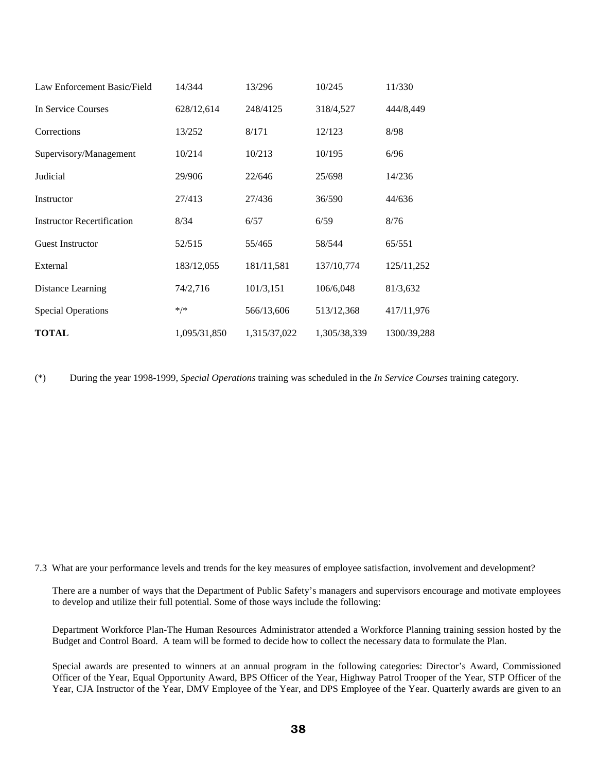| | | | | |
|---|---|---|---|---|
| Law Enforcement Basic/Field | 14/344 | 13/296 | 10/245 | 11/330 |
| In Service Courses | 628/12,614 | 248/4125 | 318/4,527 | 444/8,449 |
| Corrections | 13/252 | 8/171 | 12/123 | 8/98 |
| Supervisory/Management | 10/214 | 10/213 | 10/195 | 6/96 |
| Judicial | 29/906 | 22/646 | 25/698 | 14/236 |
| Instructor | 27/413 | 27/436 | 36/590 | 44/636 |
| Instructor Recertification | 8/34 | 6/57 | 6/59 | 8/76 |
| Guest Instructor | 52/515 | 55/465 | 58/544 | 65/551 |
| External | 183/12,055 | 181/11,581 | 137/10,774 | 125/11,252 |
| Distance Learning | 74/2,716 | 101/3,151 | 106/6,048 | 81/3,632 |
| Special Operations | */* | 566/13,606 | 513/12,368 | 417/11,976 |
| **TOTAL** | 1,095/31,850 | 1,315/37,022 | 1,305/38,339 | 1300/39,288 |

(*) During the year 1998-1999, *Special Operations* training was scheduled in the *In Service Courses* training category.

7.3 What are your performance levels and trends for the key measures of employee satisfaction, involvement and development?

There are a number of ways that the Department of Public Safety's managers and supervisors encourage and motivate employees to develop and utilize their full potential. Some of those ways include the following:

Department Workforce Plan-The Human Resources Administrator attended a Workforce Planning training session hosted by the Budget and Control Board. A team will be formed to decide how to collect the necessary data to formulate the Plan.

Special awards are presented to winners at an annual program in the following categories: Director's Award, Commissioned Officer of the Year, Equal Opportunity Award, BPS Officer of the Year, Highway Patrol Trooper of the Year, STP Officer of the Year, CJA Instructor of the Year, DMV Employee of the Year, and DPS Employee of the Year. Quarterly awards are given to an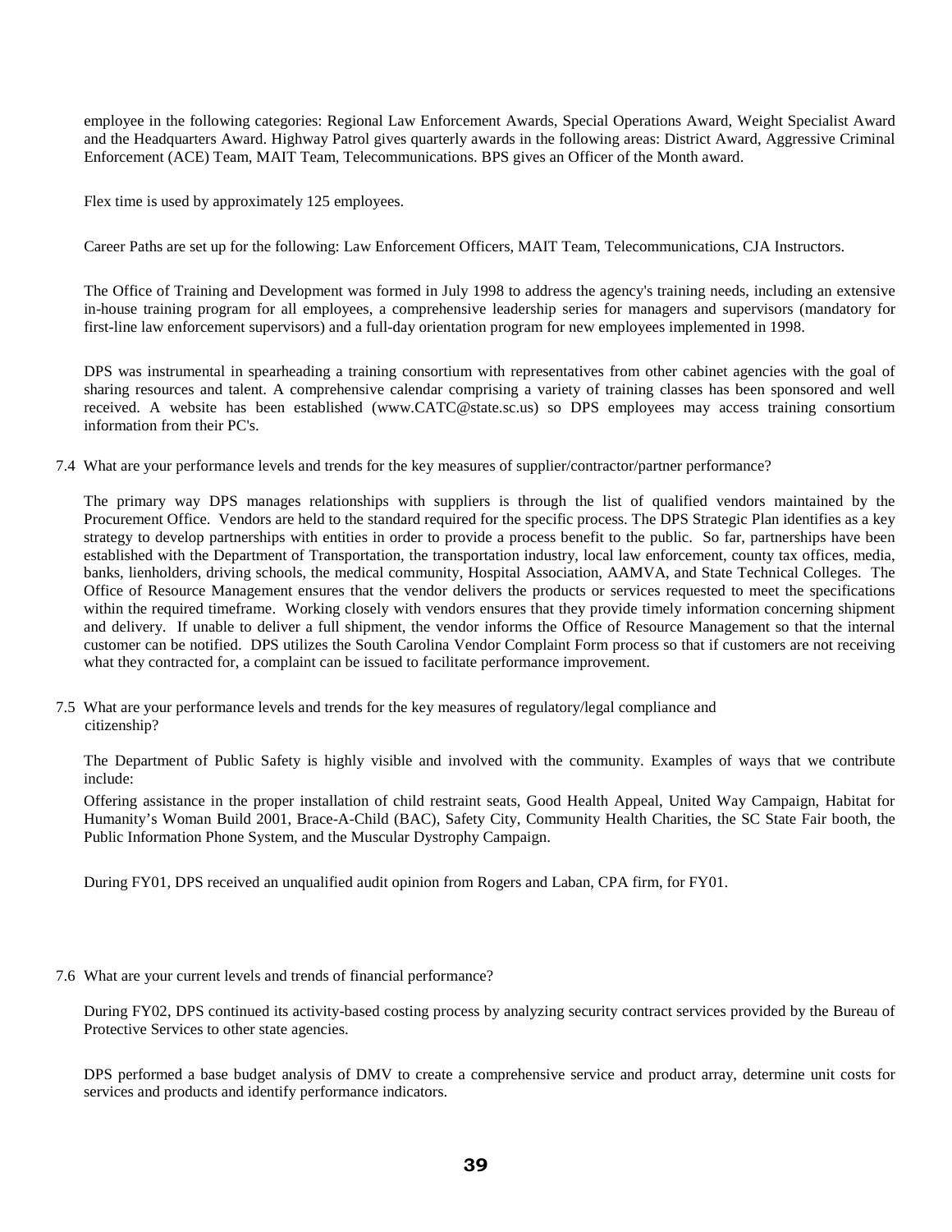employee in the following categories: Regional Law Enforcement Awards, Special Operations Award, Weight Specialist Award and the Headquarters Award. Highway Patrol gives quarterly awards in the following areas: District Award, Aggressive Criminal Enforcement (ACE) Team, MAIT Team, Telecommunications. BPS gives an Officer of the Month award.

Flex time is used by approximately 125 employees.

Career Paths are set up for the following: Law Enforcement Officers, MAIT Team, Telecommunications, CJA Instructors.

The Office of Training and Development was formed in July 1998 to address the agency's training needs, including an extensive in-house training program for all employees, a comprehensive leadership series for managers and supervisors (mandatory for first-line law enforcement supervisors) and a full-day orientation program for new employees implemented in 1998.

DPS was instrumental in spearheading a training consortium with representatives from other cabinet agencies with the goal of sharing resources and talent. A comprehensive calendar comprising a variety of training classes has been sponsored and well received. A website has been established (www.CATC@state.sc.us) so DPS employees may access training consortium information from their PC's.

7.4 What are your performance levels and trends for the key measures of supplier/contractor/partner performance?

The primary way DPS manages relationships with suppliers is through the list of qualified vendors maintained by the Procurement Office. Vendors are held to the standard required for the specific process. The DPS Strategic Plan identifies as a key strategy to develop partnerships with entities in order to provide a process benefit to the public. So far, partnerships have been established with the Department of Transportation, the transportation industry, local law enforcement, county tax offices, media, banks, lienholders, driving schools, the medical community, Hospital Association, AAMVA, and State Technical Colleges. The Office of Resource Management ensures that the vendor delivers the products or services requested to meet the specifications within the required timeframe. Working closely with vendors ensures that they provide timely information concerning shipment and delivery. If unable to deliver a full shipment, the vendor informs the Office of Resource Management so that the internal customer can be notified. DPS utilizes the South Carolina Vendor Complaint Form process so that if customers are not receiving what they contracted for, a complaint can be issued to facilitate performance improvement.

7.5 What are your performance levels and trends for the key measures of regulatory/legal compliance and citizenship?

The Department of Public Safety is highly visible and involved with the community. Examples of ways that we contribute include:

Offering assistance in the proper installation of child restraint seats, Good Health Appeal, United Way Campaign, Habitat for Humanity's Woman Build 2001, Brace-A-Child (BAC), Safety City, Community Health Charities, the SC State Fair booth, the Public Information Phone System, and the Muscular Dystrophy Campaign.

During FY01, DPS received an unqualified audit opinion from Rogers and Laban, CPA firm, for FY01.

7.6 What are your current levels and trends of financial performance?

During FY02, DPS continued its activity-based costing process by analyzing security contract services provided by the Bureau of Protective Services to other state agencies.

DPS performed a base budget analysis of DMV to create a comprehensive service and product array, determine unit costs for services and products and identify performance indicators.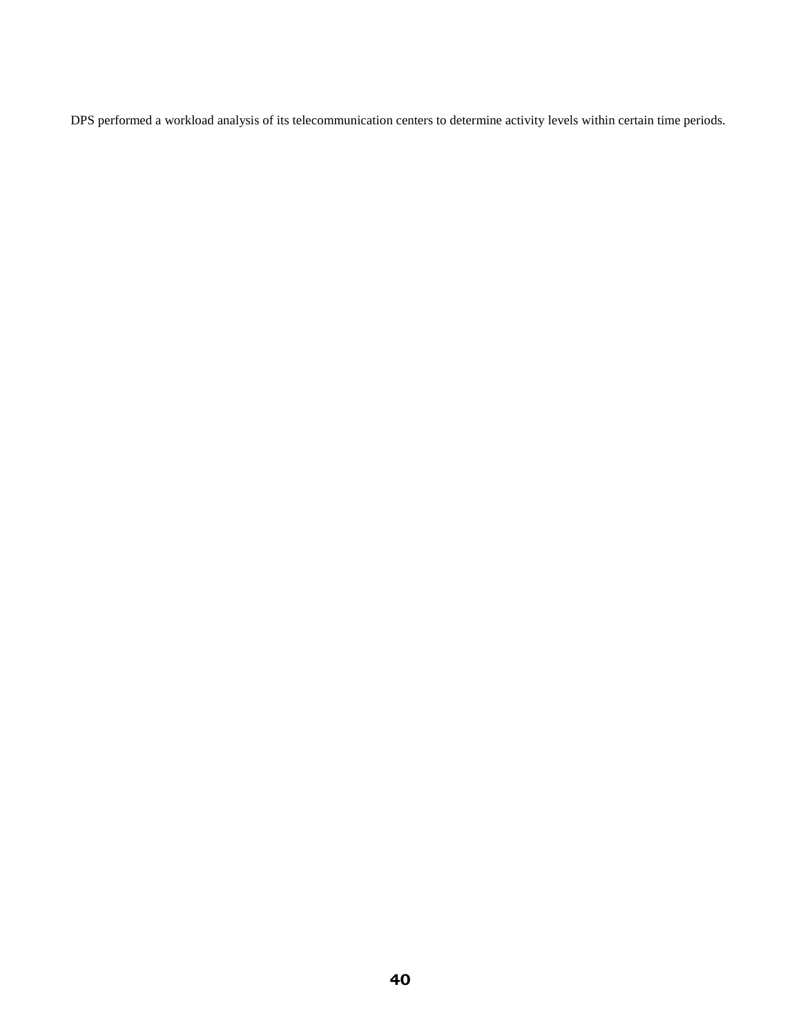DPS performed a workload analysis of its telecommunication centers to determine activity levels within certain time periods.